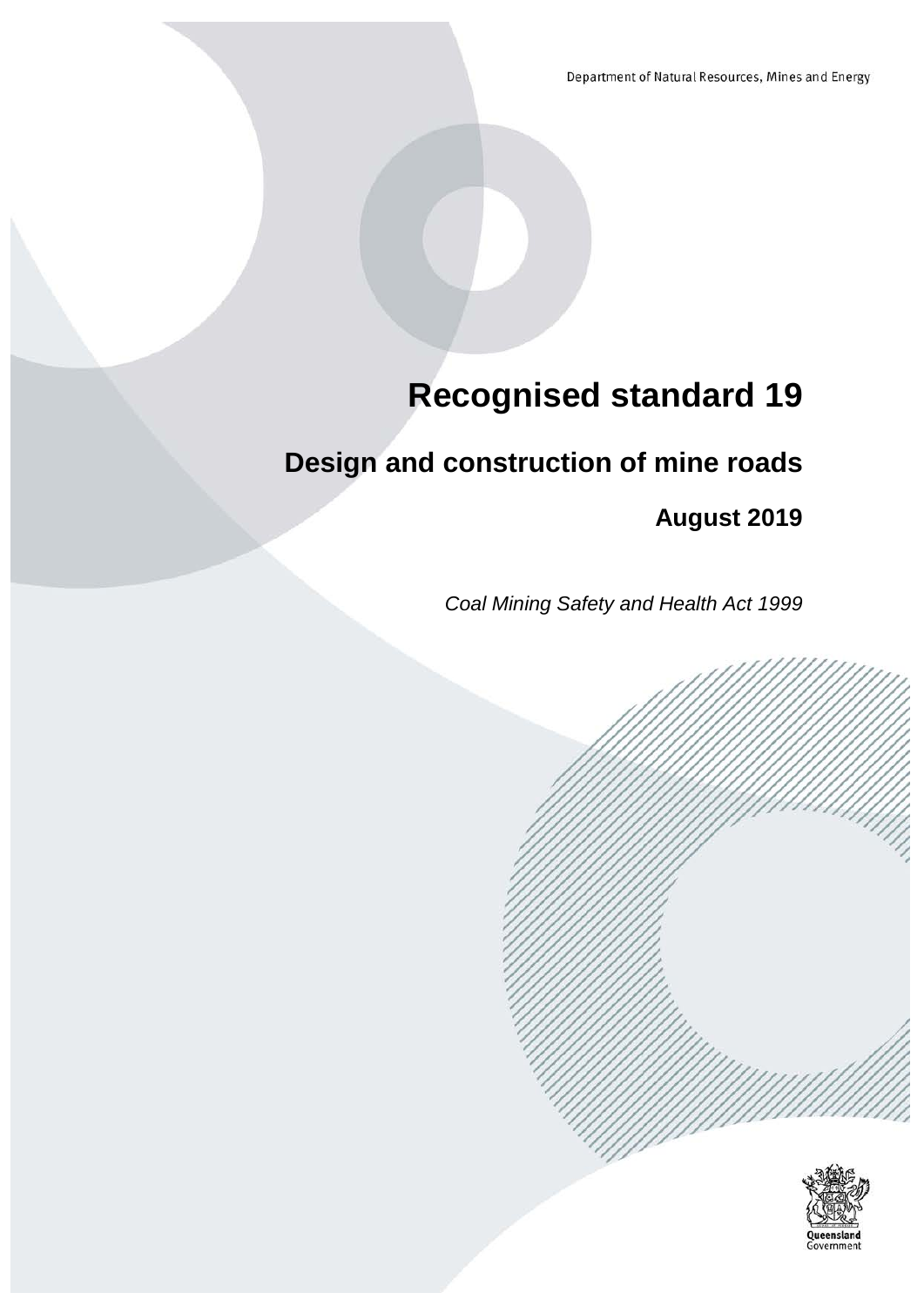Department of Natural Resources, Mines and Energy

# Recognised standard 19

## Design and construction of mine roads

### August 2019

*Coal Mining Safety and Health Act 1999*

Queensland Government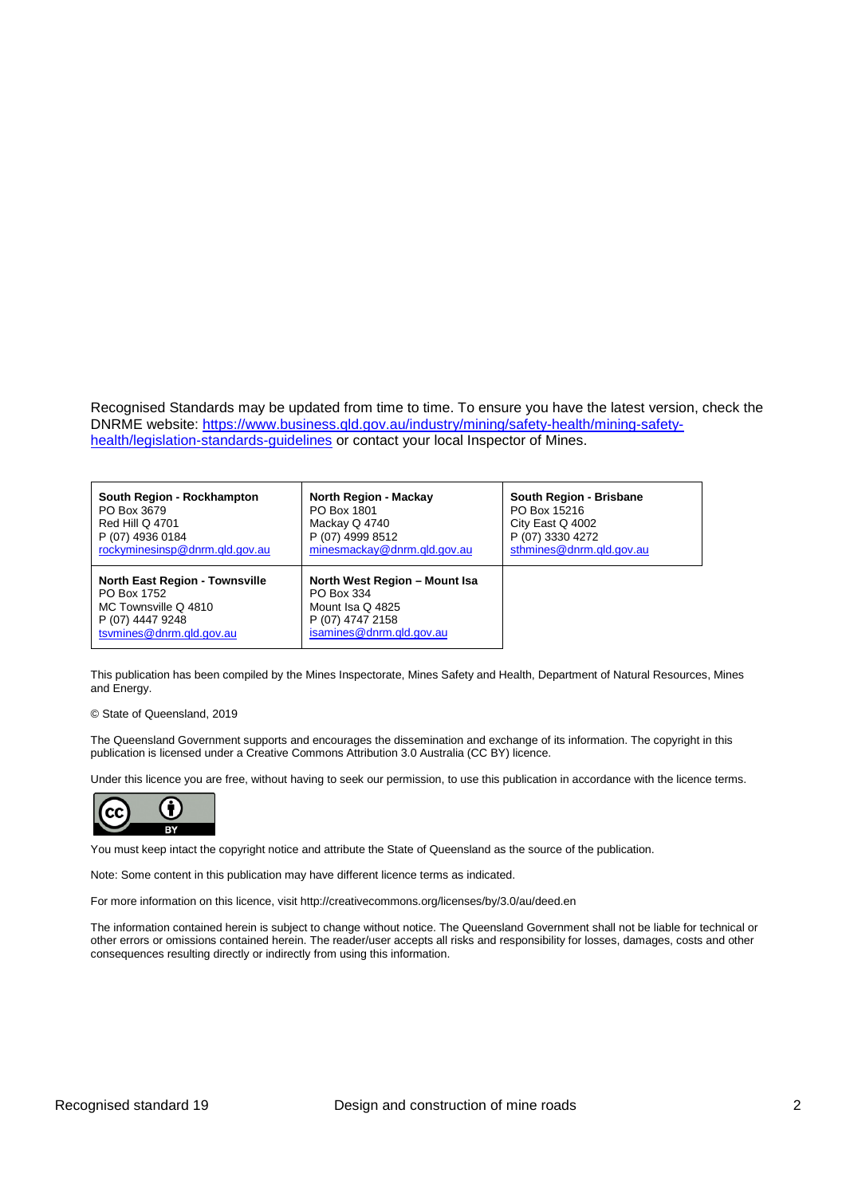Recognised Standards may be updated from time to time. To ensure you have the latest version, check the DNRME website: [https://www.business.qld.gov.au/industry/mining/safety-health/mining-safety-health/legislation-standards-guidelines](https://www.business.qld.gov.au/industry/mining/safety-health/mining-safety-health/legislation-standards-guidelines) or contact your local Inspector of Mines.

| South Region - Rockhampton | North Region - Mackay | South Region - Brisbane |
|---|---|---|
| PO Box 3679<br>Red Hill Q 4701<br>P (07) 4936 0184<br>rockyminesinsp@dnrm.qld.gov.au | PO Box 1801<br>Mackay Q 4740<br>P (07) 4999 8512<br>minesmackay@dnrm.qld.gov.au | PO Box 15216<br>City East Q 4002<br>P (07) 3330 4272<br>sthmines@dnrm.qld.gov.au |
| **North East Region - Townsville**<br>PO Box 1752<br>MC Townsville Q 4810<br>P (07) 4447 9248<br>tsvmines@dnrm.qld.gov.au | **North West Region – Mount Isa**<br>PO Box 334<br>Mount Isa Q 4825<br>P (07) 4747 2158<br>isamines@dnrm.qld.gov.au | |

This publication has been compiled by the Mines Inspectorate, Mines Safety and Health, Department of Natural Resources, Mines and Energy.

© State of Queensland, 2019

The Queensland Government supports and encourages the dissemination and exchange of its information. The copyright in this publication is licensed under a Creative Commons Attribution 3.0 Australia (CC BY) licence.

Under this licence you are free, without having to seek our permission, to use this publication in accordance with the licence terms.

You must keep intact the copyright notice and attribute the State of Queensland as the source of the publication.

Note: Some content in this publication may have different licence terms as indicated.

For more information on this licence, visit http://creativecommons.org/licenses/by/3.0/au/deed.en

The information contained herein is subject to change without notice. The Queensland Government shall not be liable for technical or other errors or omissions contained herein. The reader/user accepts all risks and responsibility for losses, damages, costs and other consequences resulting directly or indirectly from using this information.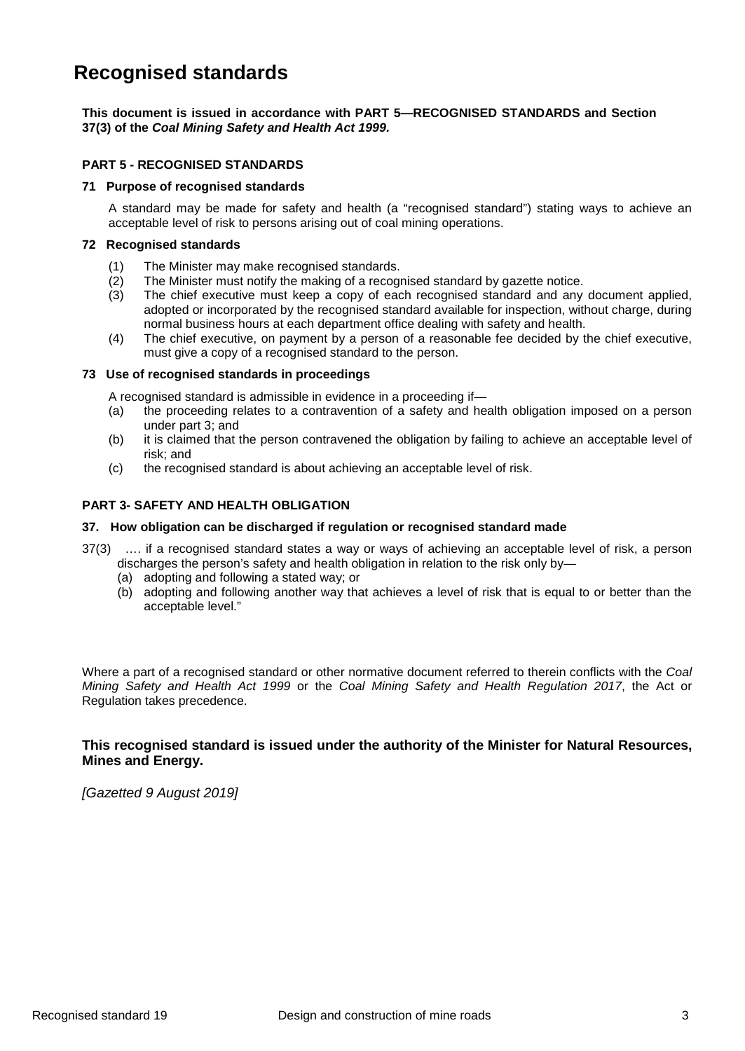# Recognised standards

**This document is issued in accordance with PART 5—RECOGNISED STANDARDS and Section 37(3) of the *Coal Mining Safety and Health Act 1999.***

### PART 5 - RECOGNISED STANDARDS

#### 71 Purpose of recognised standards

A standard may be made for safety and health (a "recognised standard") stating ways to achieve an acceptable level of risk to persons arising out of coal mining operations.

#### 72 Recognised standards

(1) The Minister may make recognised standards.
(2) The Minister must notify the making of a recognised standard by gazette notice.
(3) The chief executive must keep a copy of each recognised standard and any document applied, adopted or incorporated by the recognised standard available for inspection, without charge, during normal business hours at each department office dealing with safety and health.
(4) The chief executive, on payment by a person of a reasonable fee decided by the chief executive, must give a copy of a recognised standard to the person.

#### 73 Use of recognised standards in proceedings

A recognised standard is admissible in evidence in a proceeding if—
(a) the proceeding relates to a contravention of a safety and health obligation imposed on a person under part 3; and
(b) it is claimed that the person contravened the obligation by failing to achieve an acceptable level of risk; and
(c) the recognised standard is about achieving an acceptable level of risk.

### PART 3- SAFETY AND HEALTH OBLIGATION

#### 37. How obligation can be discharged if regulation or recognised standard made

37(3) …. if a recognised standard states a way or ways of achieving an acceptable level of risk, a person discharges the person's safety and health obligation in relation to the risk only by—
(a) adopting and following a stated way; or
(b) adopting and following another way that achieves a level of risk that is equal to or better than the acceptable level."

Where a part of a recognised standard or other normative document referred to therein conflicts with the *Coal Mining Safety and Health Act 1999* or the *Coal Mining Safety and Health Regulation 2017*, the Act or Regulation takes precedence.

**This recognised standard is issued under the authority of the Minister for Natural Resources, Mines and Energy.**

*[Gazetted 9 August 2019]*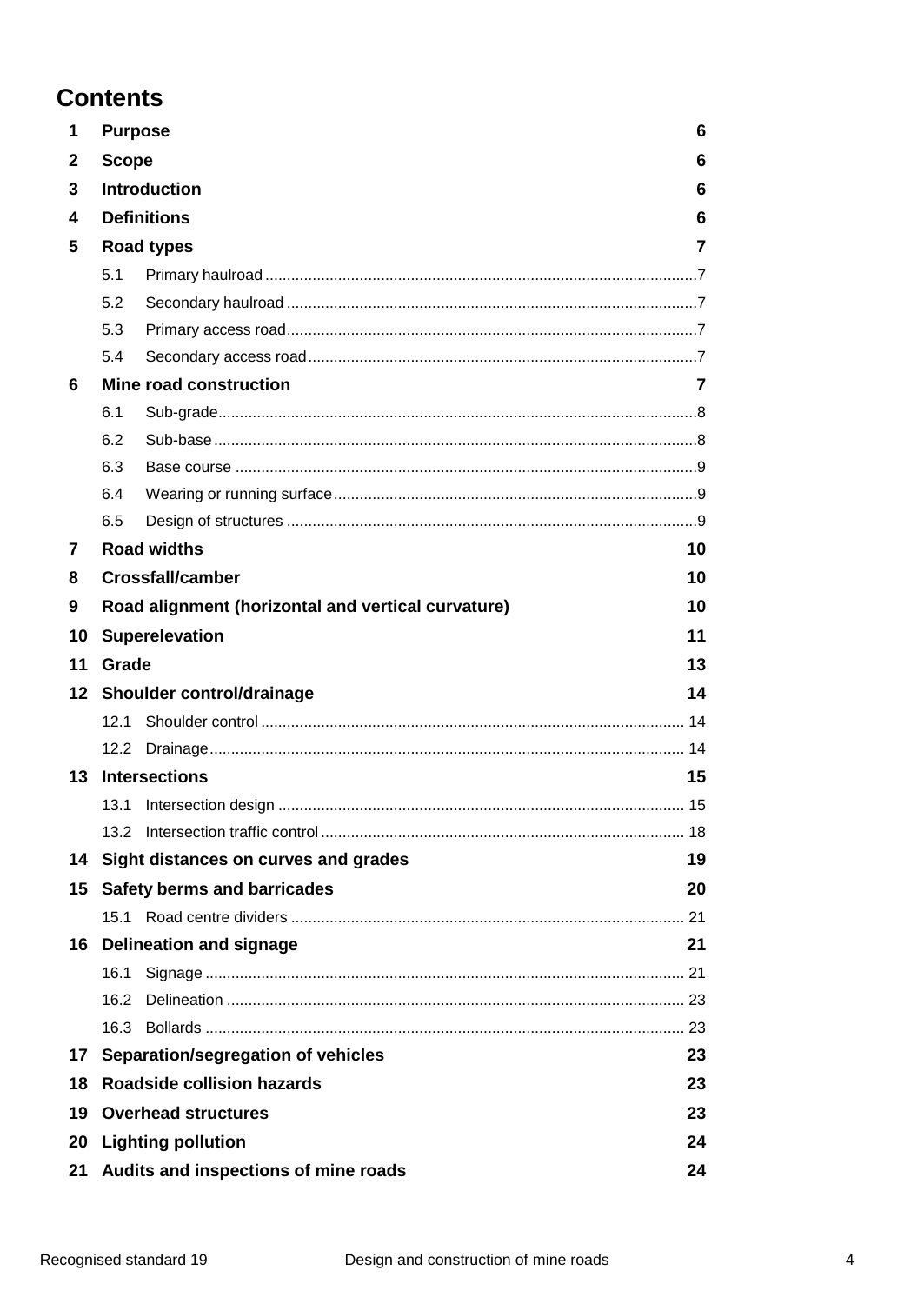# Contents

| | | |
|---|---|---|
| **1** | **Purpose** | **6** |
| **2** | **Scope** | **6** |
| **3** | **Introduction** | **6** |
| **4** | **Definitions** | **6** |
| **5** | **Road types** | **7** |
| | 5.1 Primary haulroad | 7 |
| | 5.2 Secondary haulroad | 7 |
| | 5.3 Primary access road | 7 |
| | 5.4 Secondary access road | 7 |
| **6** | **Mine road construction** | **7** |
| | 6.1 Sub-grade | 8 |
| | 6.2 Sub-base | 8 |
| | 6.3 Base course | 9 |
| | 6.4 Wearing or running surface | 9 |
| | 6.5 Design of structures | 9 |
| **7** | **Road widths** | **10** |
| **8** | **Crossfall/camber** | **10** |
| **9** | **Road alignment (horizontal and vertical curvature)** | **10** |
| **10** | **Superelevation** | **11** |
| **11** | **Grade** | **13** |
| **12** | **Shoulder control/drainage** | **14** |
| | 12.1 Shoulder control | 14 |
| | 12.2 Drainage | 14 |
| **13** | **Intersections** | **15** |
| | 13.1 Intersection design | 15 |
| | 13.2 Intersection traffic control | 18 |
| **14** | **Sight distances on curves and grades** | **19** |
| **15** | **Safety berms and barricades** | **20** |
| | 15.1 Road centre dividers | 21 |
| **16** | **Delineation and signage** | **21** |
| | 16.1 Signage | 21 |
| | 16.2 Delineation | 23 |
| | 16.3 Bollards | 23 |
| **17** | **Separation/segregation of vehicles** | **23** |
| **18** | **Roadside collision hazards** | **23** |
| **19** | **Overhead structures** | **23** |
| **20** | **Lighting pollution** | **24** |
| **21** | **Audits and inspections of mine roads** | **24** |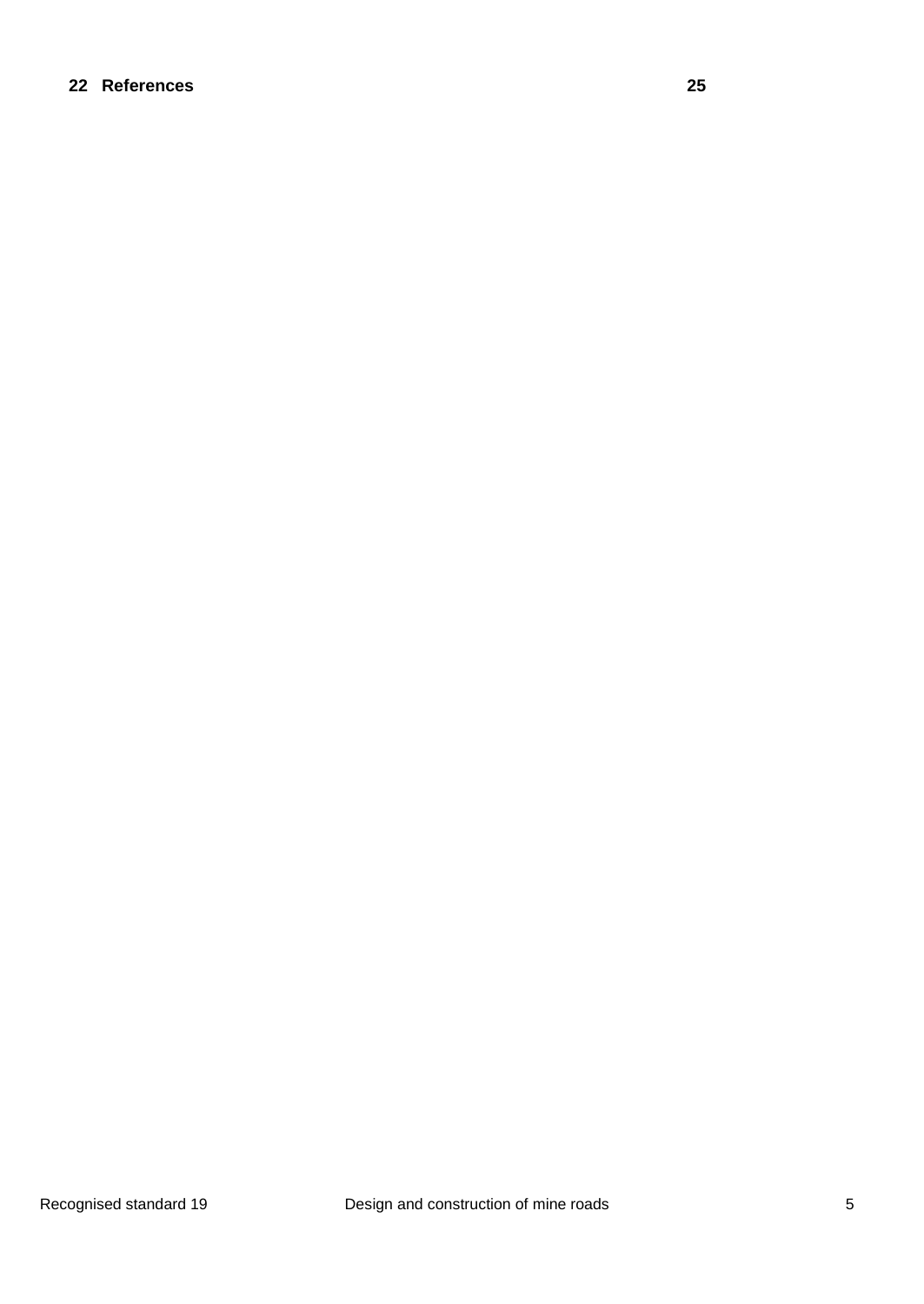**22 References** 25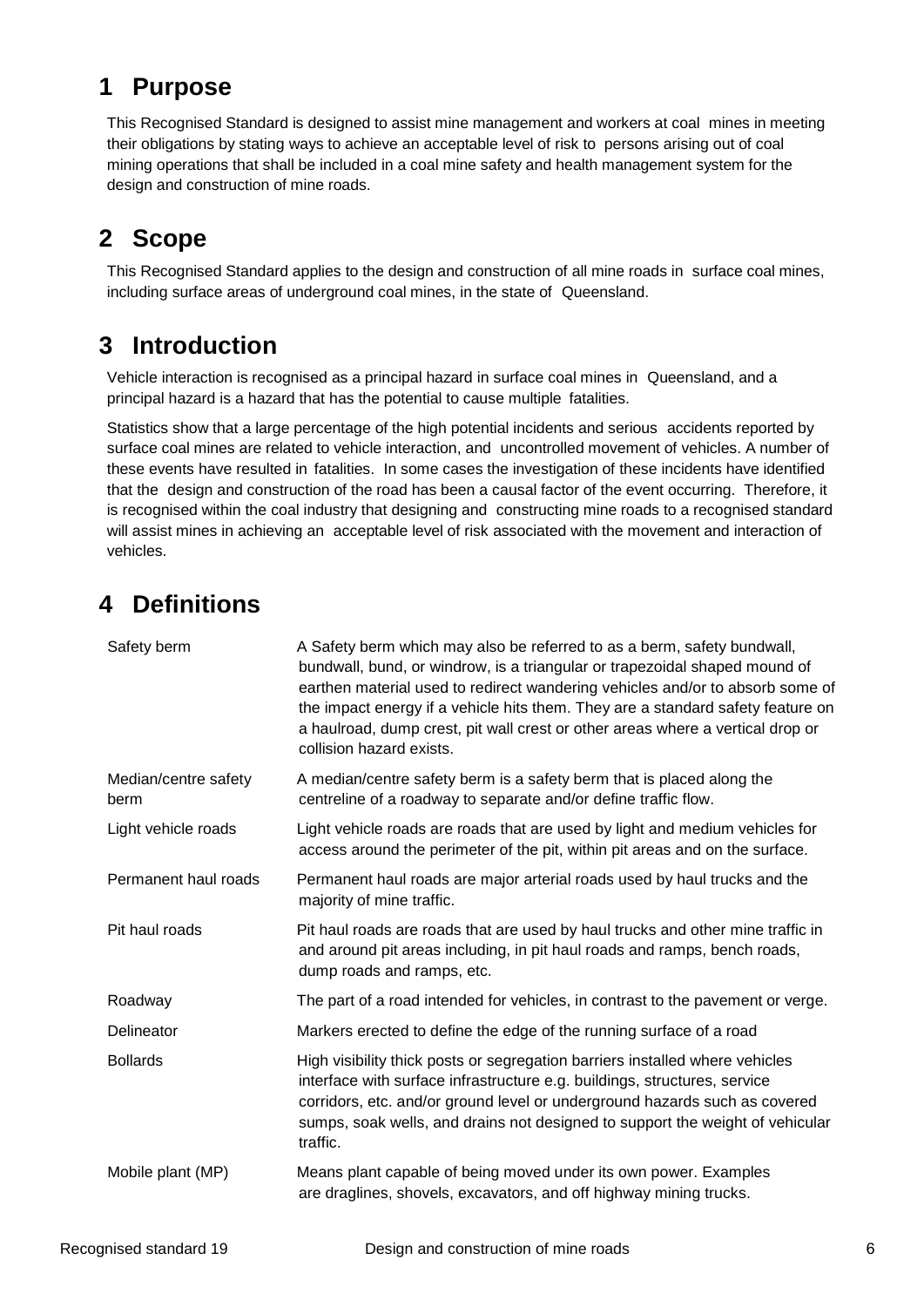# 1 Purpose

This Recognised Standard is designed to assist mine management and workers at coal mines in meeting their obligations by stating ways to achieve an acceptable level of risk to persons arising out of coal mining operations that shall be included in a coal mine safety and health management system for the design and construction of mine roads.

# 2 Scope

This Recognised Standard applies to the design and construction of all mine roads in surface coal mines, including surface areas of underground coal mines, in the state of Queensland.

# 3 Introduction

Vehicle interaction is recognised as a principal hazard in surface coal mines in Queensland, and a principal hazard is a hazard that has the potential to cause multiple fatalities.

Statistics show that a large percentage of the high potential incidents and serious accidents reported by surface coal mines are related to vehicle interaction, and uncontrolled movement of vehicles. A number of these events have resulted in fatalities. In some cases the investigation of these incidents have identified that the design and construction of the road has been a causal factor of the event occurring. Therefore, it is recognised within the coal industry that designing and constructing mine roads to a recognised standard will assist mines in achieving an acceptable level of risk associated with the movement and interaction of vehicles.

# 4 Definitions

| Term | Definition |
|---|---|
| Safety berm | A Safety berm which may also be referred to as a berm, safety bundwall, bundwall, bund, or windrow, is a triangular or trapezoidal shaped mound of earthen material used to redirect wandering vehicles and/or to absorb some of the impact energy if a vehicle hits them. They are a standard safety feature on a haulroad, dump crest, pit wall crest or other areas where a vertical drop or collision hazard exists. |
| Median/centre safety berm | A median/centre safety berm is a safety berm that is placed along the centreline of a roadway to separate and/or define traffic flow. |
| Light vehicle roads | Light vehicle roads are roads that are used by light and medium vehicles for access around the perimeter of the pit, within pit areas and on the surface. |
| Permanent haul roads | Permanent haul roads are major arterial roads used by haul trucks and the majority of mine traffic. |
| Pit haul roads | Pit haul roads are roads that are used by haul trucks and other mine traffic in and around pit areas including, in pit haul roads and ramps, bench roads, dump roads and ramps, etc. |
| Roadway | The part of a road intended for vehicles, in contrast to the pavement or verge. |
| Delineator | Markers erected to define the edge of the running surface of a road |
| Bollards | High visibility thick posts or segregation barriers installed where vehicles interface with surface infrastructure e.g. buildings, structures, service corridors, etc. and/or ground level or underground hazards such as covered sumps, soak wells, and drains not designed to support the weight of vehicular traffic. |
| Mobile plant (MP) | Means plant capable of being moved under its own power. Examples are draglines, shovels, excavators, and off highway mining trucks. |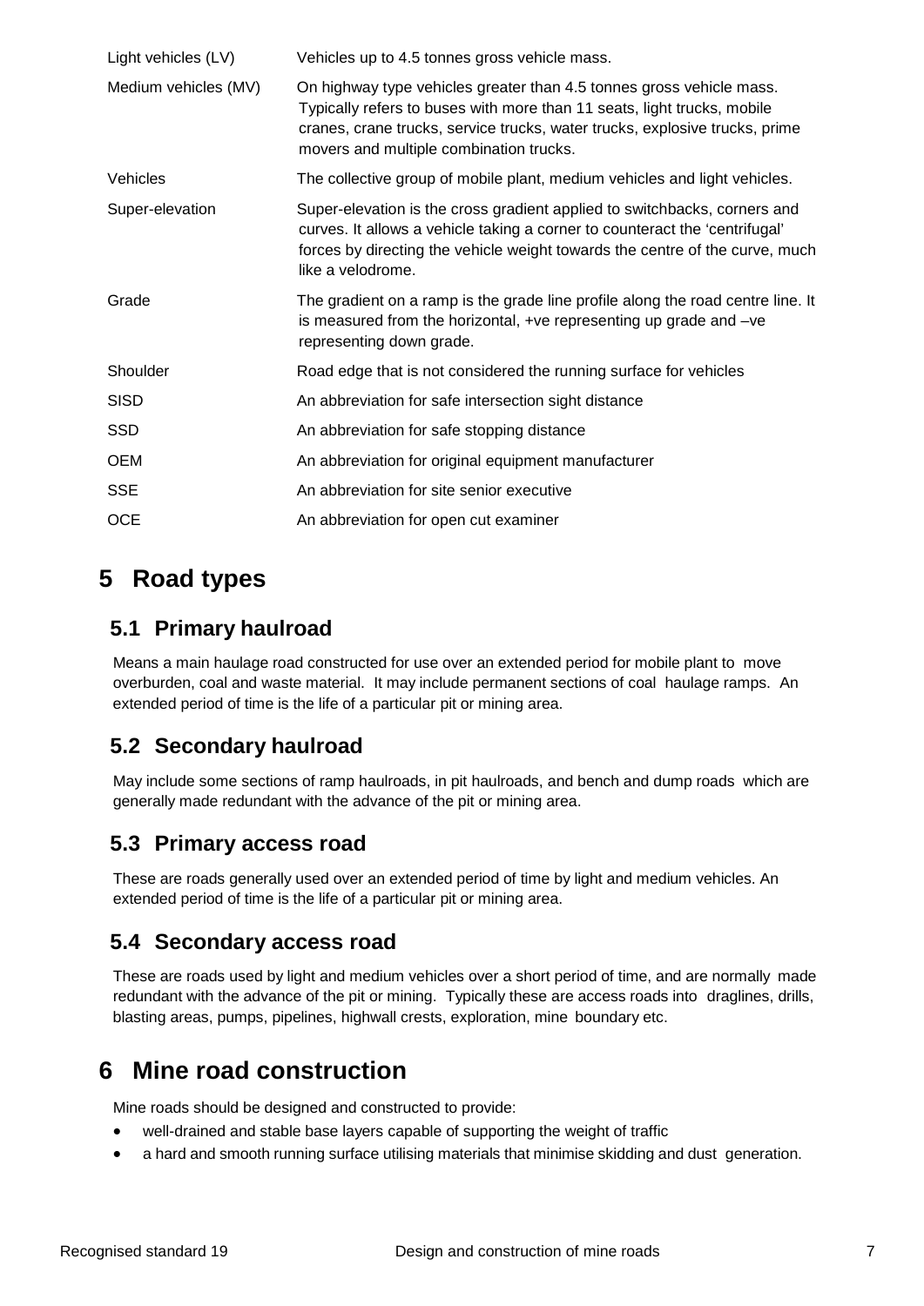| | |
|---|---|
| Light vehicles (LV) | Vehicles up to 4.5 tonnes gross vehicle mass. |
| Medium vehicles (MV) | On highway type vehicles greater than 4.5 tonnes gross vehicle mass. Typically refers to buses with more than 11 seats, light trucks, mobile cranes, crane trucks, service trucks, water trucks, explosive trucks, prime movers and multiple combination trucks. |
| Vehicles | The collective group of mobile plant, medium vehicles and light vehicles. |
| Super-elevation | Super-elevation is the cross gradient applied to switchbacks, corners and curves. It allows a vehicle taking a corner to counteract the 'centrifugal' forces by directing the vehicle weight towards the centre of the curve, much like a velodrome. |
| Grade | The gradient on a ramp is the grade line profile along the road centre line. It is measured from the horizontal, +ve representing up grade and –ve representing down grade. |
| Shoulder | Road edge that is not considered the running surface for vehicles |
| SISD | An abbreviation for safe intersection sight distance |
| SSD | An abbreviation for safe stopping distance |
| OEM | An abbreviation for original equipment manufacturer |
| SSE | An abbreviation for site senior executive |
| OCE | An abbreviation for open cut examiner |

# 5 Road types

## 5.1 Primary haulroad

Means a main haulage road constructed for use over an extended period for mobile plant to move overburden, coal and waste material. It may include permanent sections of coal haulage ramps. An extended period of time is the life of a particular pit or mining area.

## 5.2 Secondary haulroad

May include some sections of ramp haulroads, in pit haulroads, and bench and dump roads which are generally made redundant with the advance of the pit or mining area.

## 5.3 Primary access road

These are roads generally used over an extended period of time by light and medium vehicles. An extended period of time is the life of a particular pit or mining area.

## 5.4 Secondary access road

These are roads used by light and medium vehicles over a short period of time, and are normally made redundant with the advance of the pit or mining. Typically these are access roads into draglines, drills, blasting areas, pumps, pipelines, highwall crests, exploration, mine boundary etc.

# 6 Mine road construction

Mine roads should be designed and constructed to provide:

- well-drained and stable base layers capable of supporting the weight of traffic
- a hard and smooth running surface utilising materials that minimise skidding and dust generation.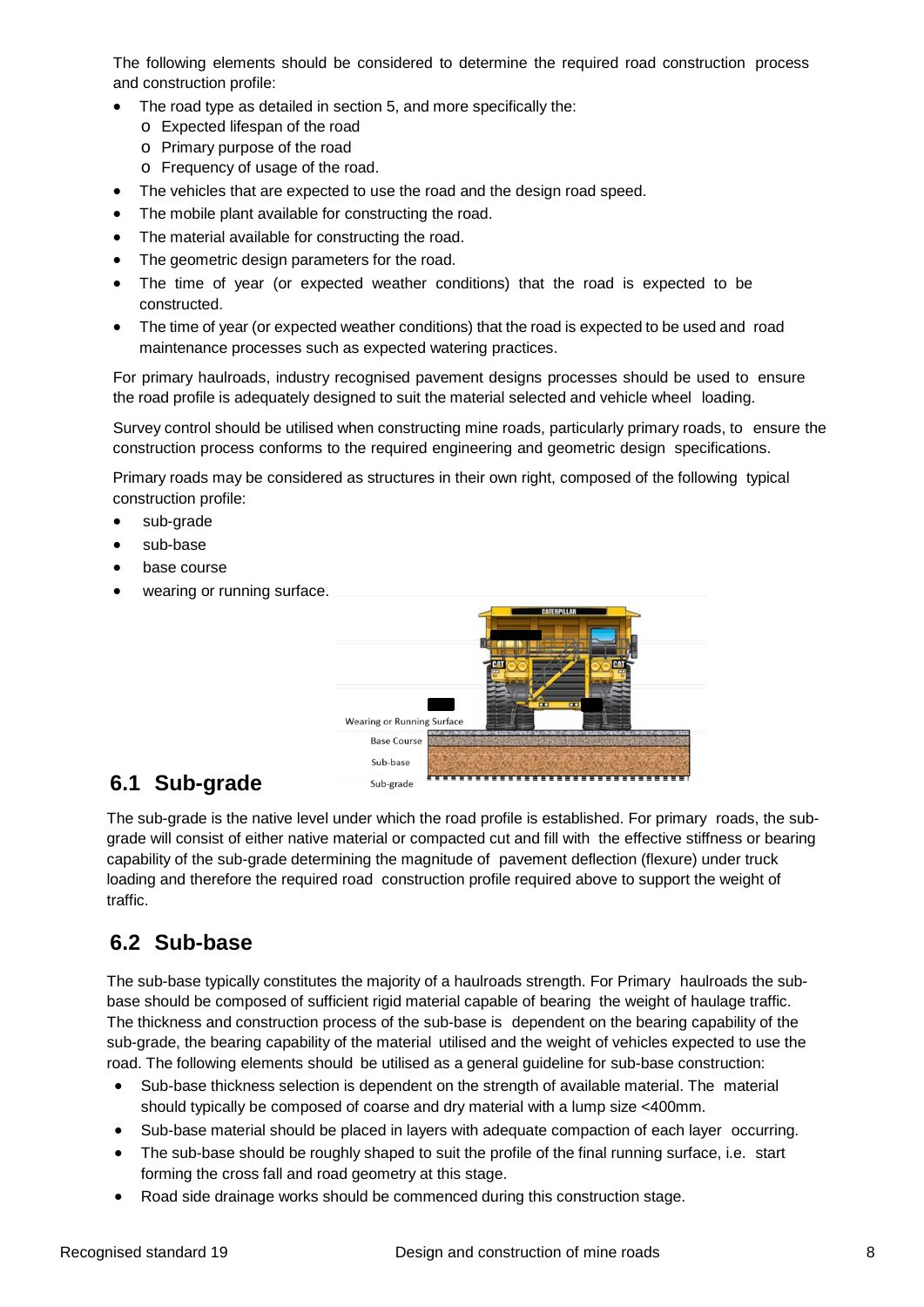The following elements should be considered to determine the required road construction process and construction profile:

- The road type as detailed in section 5, and more specifically the:
  - Expected lifespan of the road
  - Primary purpose of the road
  - Frequency of usage of the road.
- The vehicles that are expected to use the road and the design road speed.
- The mobile plant available for constructing the road.
- The material available for constructing the road.
- The geometric design parameters for the road.
- The time of year (or expected weather conditions) that the road is expected to be constructed.
- The time of year (or expected weather conditions) that the road is expected to be used and road maintenance processes such as expected watering practices.

For primary haulroads, industry recognised pavement designs processes should be used to ensure the road profile is adequately designed to suit the material selected and vehicle wheel loading.

Survey control should be utilised when constructing mine roads, particularly primary roads, to ensure the construction process conforms to the required engineering and geometric design specifications.

Primary roads may be considered as structures in their own right, composed of the following typical construction profile:

- sub-grade
- sub-base
- base course
- wearing or running surface.

Wearing or Running Surface
Base Course
Sub-base
Sub-grade

## 6.1 Sub-grade

The sub-grade is the native level under which the road profile is established. For primary roads, the sub-grade will consist of either native material or compacted cut and fill with the effective stiffness or bearing capability of the sub-grade determining the magnitude of pavement deflection (flexure) under truck loading and therefore the required road construction profile required above to support the weight of traffic.

## 6.2 Sub-base

The sub-base typically constitutes the majority of a haulroads strength. For Primary haulroads the sub-base should be composed of sufficient rigid material capable of bearing the weight of haulage traffic. The thickness and construction process of the sub-base is dependent on the bearing capability of the sub-grade, the bearing capability of the material utilised and the weight of vehicles expected to use the road. The following elements should be utilised as a general guideline for sub-base construction:

- Sub-base thickness selection is dependent on the strength of available material. The material should typically be composed of coarse and dry material with a lump size <400mm.
- Sub-base material should be placed in layers with adequate compaction of each layer occurring.
- The sub-base should be roughly shaped to suit the profile of the final running surface, i.e. start forming the cross fall and road geometry at this stage.
- Road side drainage works should be commenced during this construction stage.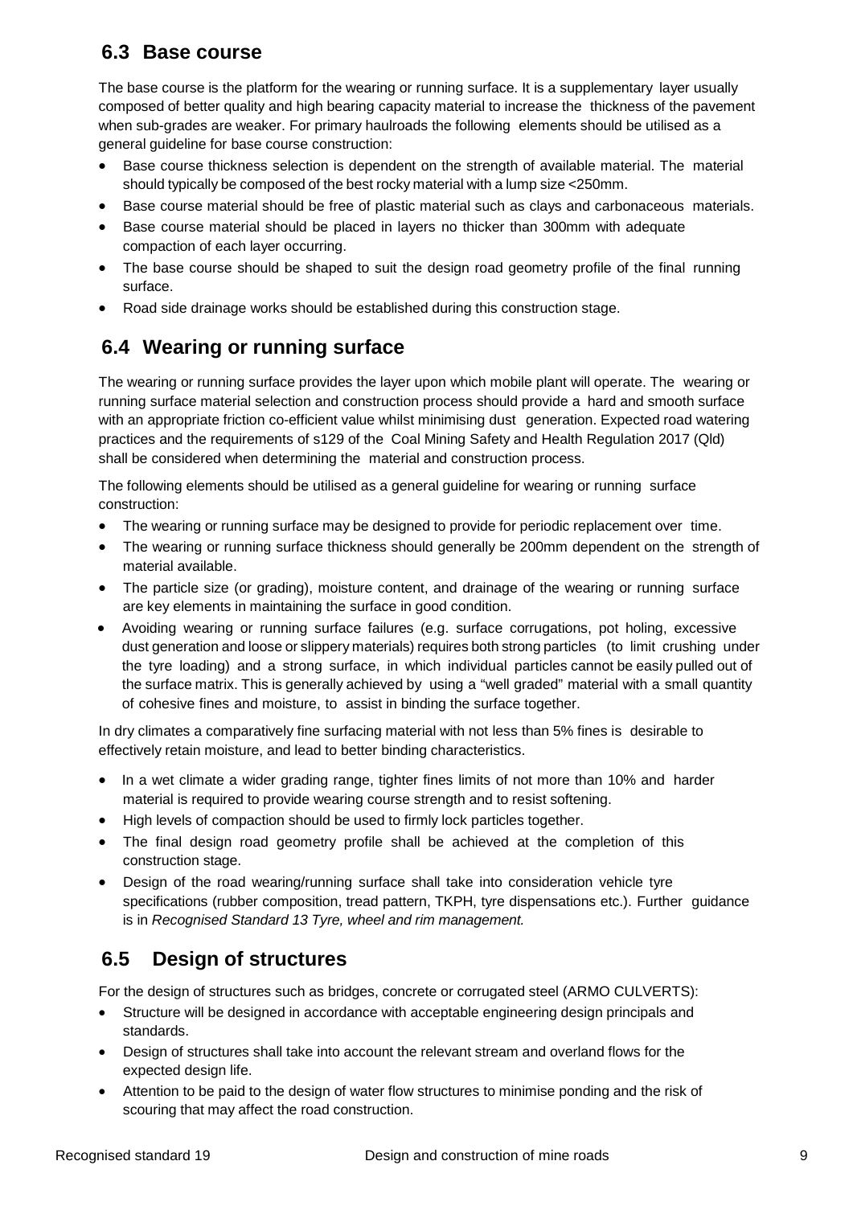## 6.3 Base course

The base course is the platform for the wearing or running surface. It is a supplementary layer usually composed of better quality and high bearing capacity material to increase the thickness of the pavement when sub-grades are weaker. For primary haulroads the following elements should be utilised as a general guideline for base course construction:

- Base course thickness selection is dependent on the strength of available material. The material should typically be composed of the best rocky material with a lump size <250mm.
- Base course material should be free of plastic material such as clays and carbonaceous materials.
- Base course material should be placed in layers no thicker than 300mm with adequate compaction of each layer occurring.
- The base course should be shaped to suit the design road geometry profile of the final running surface.
- Road side drainage works should be established during this construction stage.

## 6.4 Wearing or running surface

The wearing or running surface provides the layer upon which mobile plant will operate. The wearing or running surface material selection and construction process should provide a hard and smooth surface with an appropriate friction co-efficient value whilst minimising dust generation. Expected road watering practices and the requirements of s129 of the Coal Mining Safety and Health Regulation 2017 (Qld) shall be considered when determining the material and construction process.

The following elements should be utilised as a general guideline for wearing or running surface construction:

- The wearing or running surface may be designed to provide for periodic replacement over time.
- The wearing or running surface thickness should generally be 200mm dependent on the strength of material available.
- The particle size (or grading), moisture content, and drainage of the wearing or running surface are key elements in maintaining the surface in good condition.
- Avoiding wearing or running surface failures (e.g. surface corrugations, pot holing, excessive dust generation and loose or slippery materials) requires both strong particles (to limit crushing under the tyre loading) and a strong surface, in which individual particles cannot be easily pulled out of the surface matrix. This is generally achieved by using a "well graded" material with a small quantity of cohesive fines and moisture, to assist in binding the surface together.

In dry climates a comparatively fine surfacing material with not less than 5% fines is desirable to effectively retain moisture, and lead to better binding characteristics.

- In a wet climate a wider grading range, tighter fines limits of not more than 10% and harder material is required to provide wearing course strength and to resist softening.
- High levels of compaction should be used to firmly lock particles together.
- The final design road geometry profile shall be achieved at the completion of this construction stage.
- Design of the road wearing/running surface shall take into consideration vehicle tyre specifications (rubber composition, tread pattern, TKPH, tyre dispensations etc.). Further guidance is in *Recognised Standard 13 Tyre, wheel and rim management.*

## 6.5 Design of structures

For the design of structures such as bridges, concrete or corrugated steel (ARMO CULVERTS):

- Structure will be designed in accordance with acceptable engineering design principals and standards.
- Design of structures shall take into account the relevant stream and overland flows for the expected design life.
- Attention to be paid to the design of water flow structures to minimise ponding and the risk of scouring that may affect the road construction.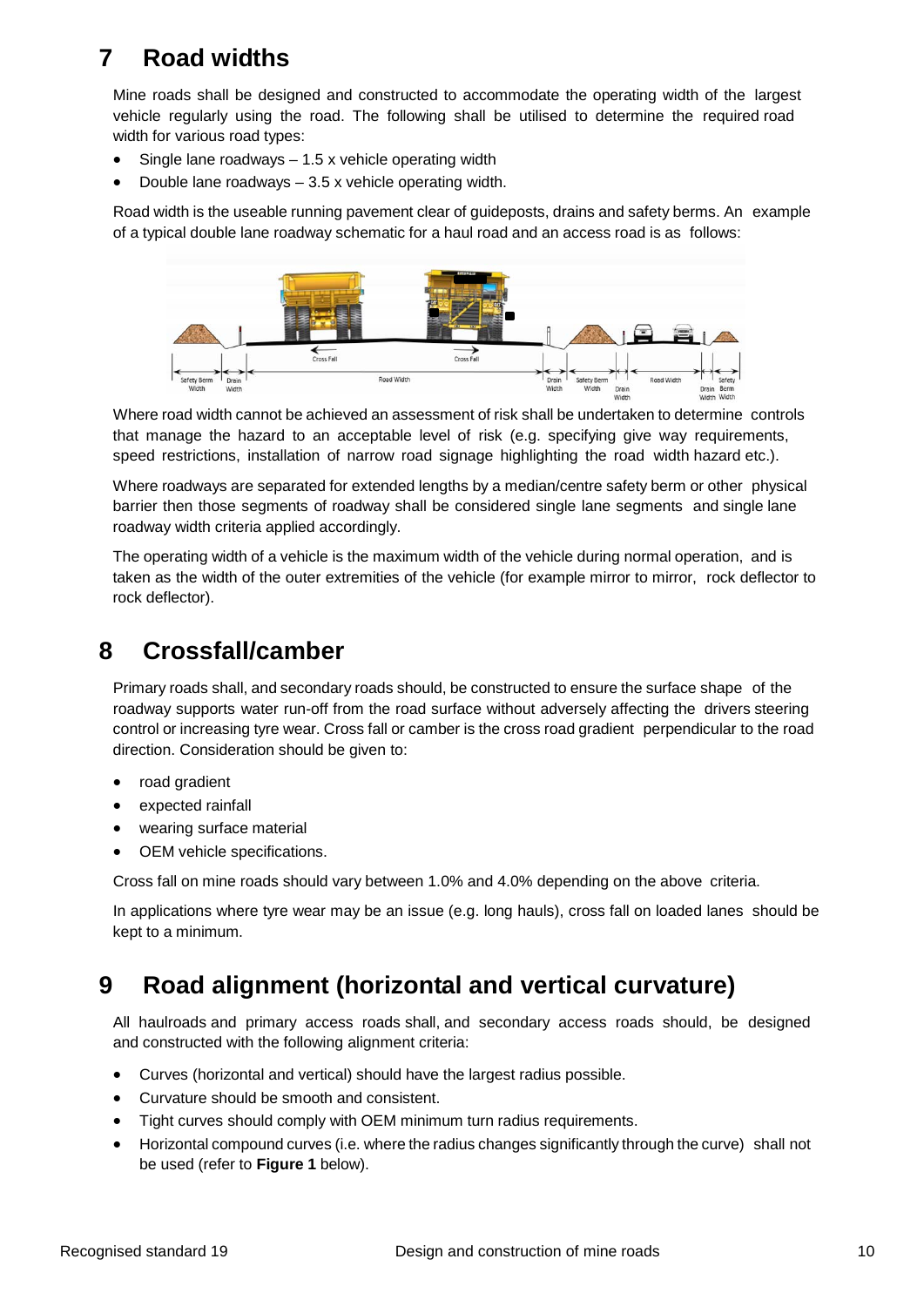# 7 Road widths

Mine roads shall be designed and constructed to accommodate the operating width of the largest vehicle regularly using the road. The following shall be utilised to determine the required road width for various road types:

- Single lane roadways – 1.5 x vehicle operating width
- Double lane roadways – 3.5 x vehicle operating width.

Road width is the useable running pavement clear of guideposts, drains and safety berms. An example of a typical double lane roadway schematic for a haul road and an access road is as follows:

Where road width cannot be achieved an assessment of risk shall be undertaken to determine controls that manage the hazard to an acceptable level of risk (e.g. specifying give way requirements, speed restrictions, installation of narrow road signage highlighting the road width hazard etc.).

Where roadways are separated for extended lengths by a median/centre safety berm or other physical barrier then those segments of roadway shall be considered single lane segments and single lane roadway width criteria applied accordingly.

The operating width of a vehicle is the maximum width of the vehicle during normal operation, and is taken as the width of the outer extremities of the vehicle (for example mirror to mirror, rock deflector to rock deflector).

# 8 Crossfall/camber

Primary roads shall, and secondary roads should, be constructed to ensure the surface shape of the roadway supports water run-off from the road surface without adversely affecting the drivers steering control or increasing tyre wear. Cross fall or camber is the cross road gradient perpendicular to the road direction. Consideration should be given to:

- road gradient
- expected rainfall
- wearing surface material
- OEM vehicle specifications.

Cross fall on mine roads should vary between 1.0% and 4.0% depending on the above criteria.

In applications where tyre wear may be an issue (e.g. long hauls), cross fall on loaded lanes should be kept to a minimum.

# 9 Road alignment (horizontal and vertical curvature)

All haulroads and primary access roads shall, and secondary access roads should, be designed and constructed with the following alignment criteria:

- Curves (horizontal and vertical) should have the largest radius possible.
- Curvature should be smooth and consistent.
- Tight curves should comply with OEM minimum turn radius requirements.
- Horizontal compound curves (i.e. where the radius changes significantly through the curve) shall not be used (refer to **Figure 1** below).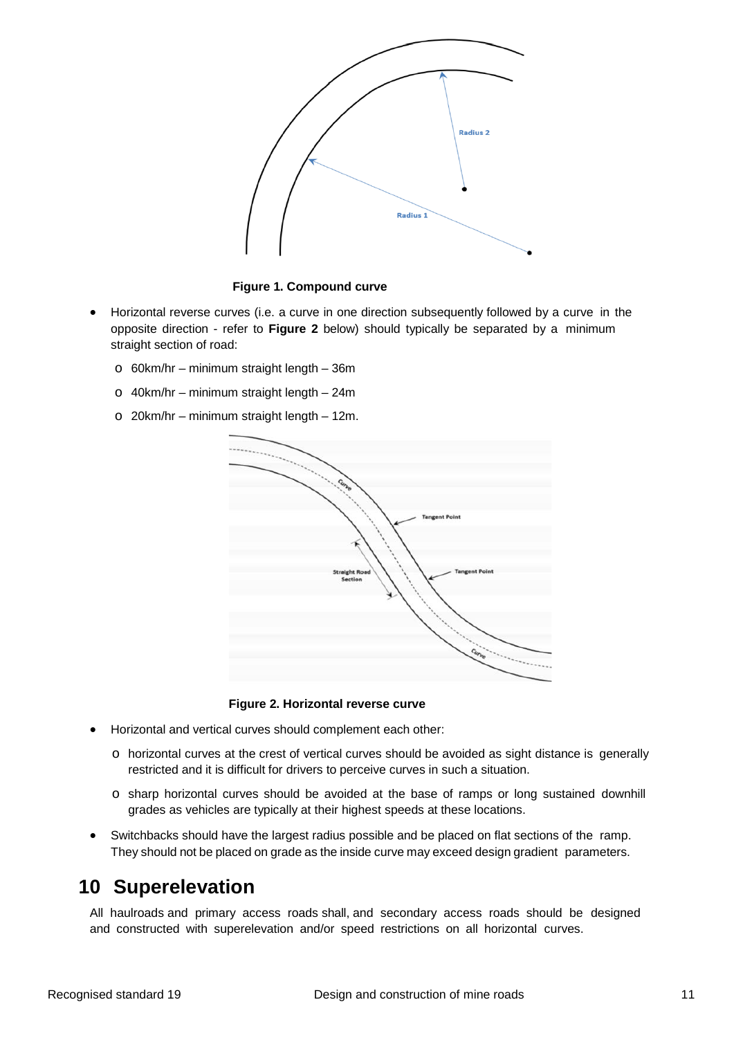**Figure 1. Compound curve**

- Horizontal reverse curves (i.e. a curve in one direction subsequently followed by a curve in the opposite direction - refer to **Figure 2** below) should typically be separated by a minimum straight section of road:
  - o 60km/hr – minimum straight length – 36m
  - o 40km/hr – minimum straight length – 24m
  - o 20km/hr – minimum straight length – 12m.

**Figure 2. Horizontal reverse curve**

- Horizontal and vertical curves should complement each other:
  - o horizontal curves at the crest of vertical curves should be avoided as sight distance is generally restricted and it is difficult for drivers to perceive curves in such a situation.
  - o sharp horizontal curves should be avoided at the base of ramps or long sustained downhill grades as vehicles are typically at their highest speeds at these locations.
- Switchbacks should have the largest radius possible and be placed on flat sections of the ramp. They should not be placed on grade as the inside curve may exceed design gradient parameters.

# 10 Superelevation

All haulroads and primary access roads shall, and secondary access roads should be designed and constructed with superelevation and/or speed restrictions on all horizontal curves.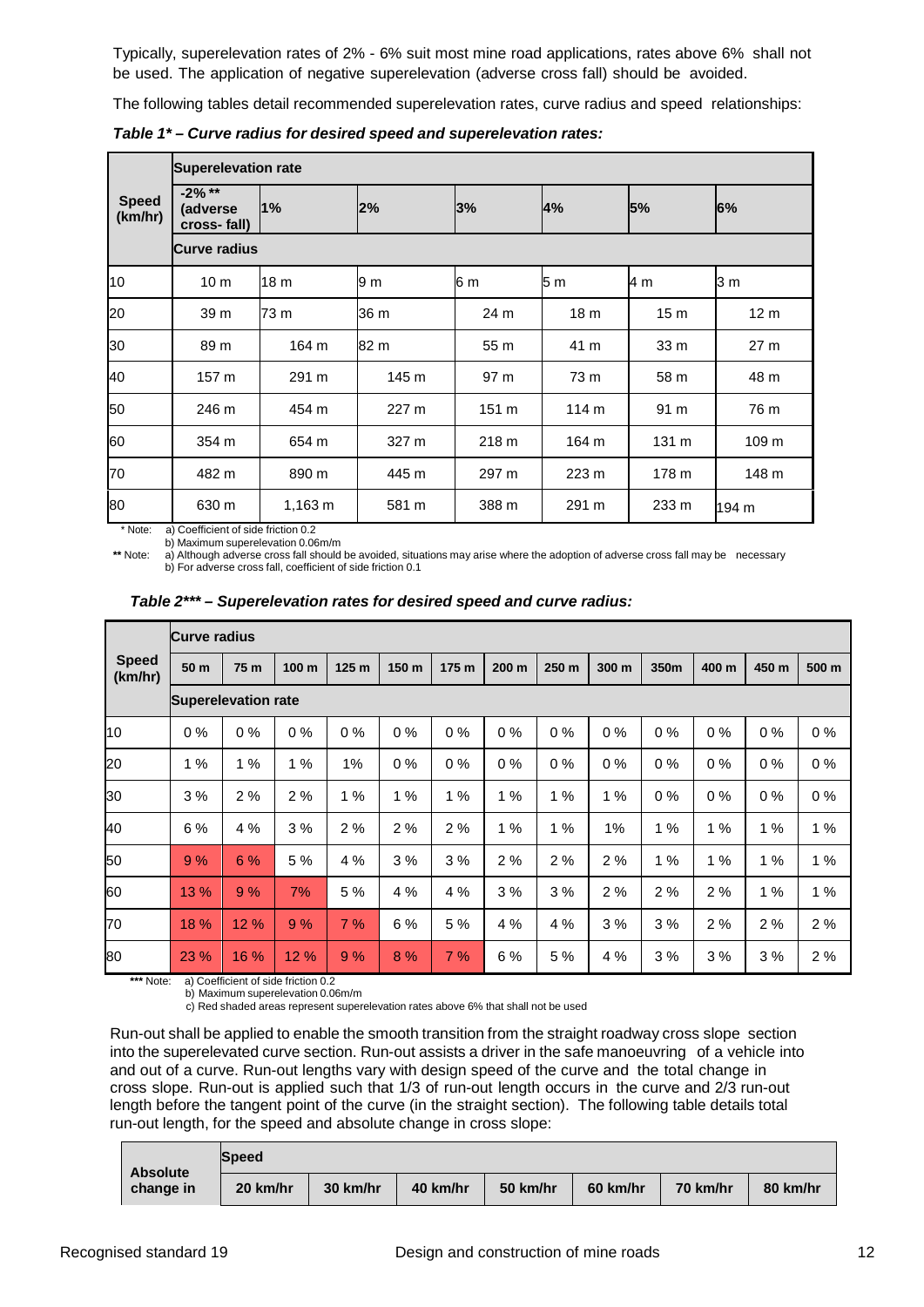Typically, superelevation rates of 2% - 6% suit most mine road applications, rates above 6% shall not be used. The application of negative superelevation (adverse cross fall) should be avoided.

The following tables detail recommended superelevation rates, curve radius and speed relationships:

***Table 1* – Curve radius for desired speed and superelevation rates:***

| Speed (km/hr) | Superelevation rate | | | | | | |
|---|---|---|---|---|---|---|---|
| | -2% ** (adverse cross- fall) | 1% | 2% | 3% | 4% | 5% | 6% |
| | Curve radius | | | | | | |
| 10 | 10 m | 18 m | 9 m | 6 m | 5 m | 4 m | 3 m |
| 20 | 39 m | 73 m | 36 m | 24 m | 18 m | 15 m | 12 m |
| 30 | 89 m | 164 m | 82 m | 55 m | 41 m | 33 m | 27 m |
| 40 | 157 m | 291 m | 145 m | 97 m | 73 m | 58 m | 48 m |
| 50 | 246 m | 454 m | 227 m | 151 m | 114 m | 91 m | 76 m |
| 60 | 354 m | 654 m | 327 m | 218 m | 164 m | 131 m | 109 m |
| 70 | 482 m | 890 m | 445 m | 297 m | 223 m | 178 m | 148 m |
| 80 | 630 m | 1,163 m | 581 m | 388 m | 291 m | 233 m | 194 m |

\* Note: a) Coefficient of side friction 0.2
b) Maximum superelevation 0.06m/m

** Note: a) Although adverse cross fall should be avoided, situations may arise where the adoption of adverse cross fall may be necessary
b) For adverse cross fall, coefficient of side friction 0.1

***Table 2*** – Superelevation rates for desired speed and curve radius:***

| Speed (km/hr) | Curve radius | | | | | | | | | | | | |
|---|---|---|---|---|---|---|---|---|---|---|---|---|---|
| | 50 m | 75 m | 100 m | 125 m | 150 m | 175 m | 200 m | 250 m | 300 m | 350m | 400 m | 450 m | 500 m |
| | Superelevation rate | | | | | | | | | | | | |
| 10 | 0 % | 0 % | 0 % | 0 % | 0 % | 0 % | 0 % | 0 % | 0 % | 0 % | 0 % | 0 % | 0 % |
| 20 | 1 % | 1 % | 1 % | 1% | 0 % | 0 % | 0 % | 0 % | 0 % | 0 % | 0 % | 0 % | 0 % |
| 30 | 3 % | 2 % | 2 % | 1 % | 1 % | 1 % | 1 % | 1 % | 1 % | 0 % | 0 % | 0 % | 0 % |
| 40 | 6 % | 4 % | 3 % | 2 % | 2 % | 2 % | 1 % | 1 % | 1% | 1 % | 1 % | 1 % | 1 % |
| 50 | 9 % | 6 % | 5 % | 4 % | 3 % | 3 % | 2 % | 2 % | 2 % | 1 % | 1 % | 1 % | 1 % |
| 60 | 13 % | 9 % | 7% | 5 % | 4 % | 4 % | 3 % | 3 % | 2 % | 2 % | 2 % | 1 % | 1 % |
| 70 | 18 % | 12 % | 9 % | 7 % | 6 % | 5 % | 4 % | 4 % | 3 % | 3 % | 2 % | 2 % | 2 % |
| 80 | 23 % | 16 % | 12 % | 9 % | 8 % | 7 % | 6 % | 5 % | 4 % | 3 % | 3 % | 3 % | 2 % |

*** Note: a) Coefficient of side friction 0.2
b) Maximum superelevation 0.06m/m
c) Red shaded areas represent superelevation rates above 6% that shall not be used

Run-out shall be applied to enable the smooth transition from the straight roadway cross slope section into the superelevated curve section. Run-out assists a driver in the safe manoeuvring of a vehicle into and out of a curve. Run-out lengths vary with design speed of the curve and the total change in cross slope. Run-out is applied such that 1/3 of run-out length occurs in the curve and 2/3 run-out length before the tangent point of the curve (in the straight section). The following table details total run-out length, for the speed and absolute change in cross slope:

| Absolute change in | Speed | | | | | | |
|---|---|---|---|---|---|---|---|
| | 20 km/hr | 30 km/hr | 40 km/hr | 50 km/hr | 60 km/hr | 70 km/hr | 80 km/hr |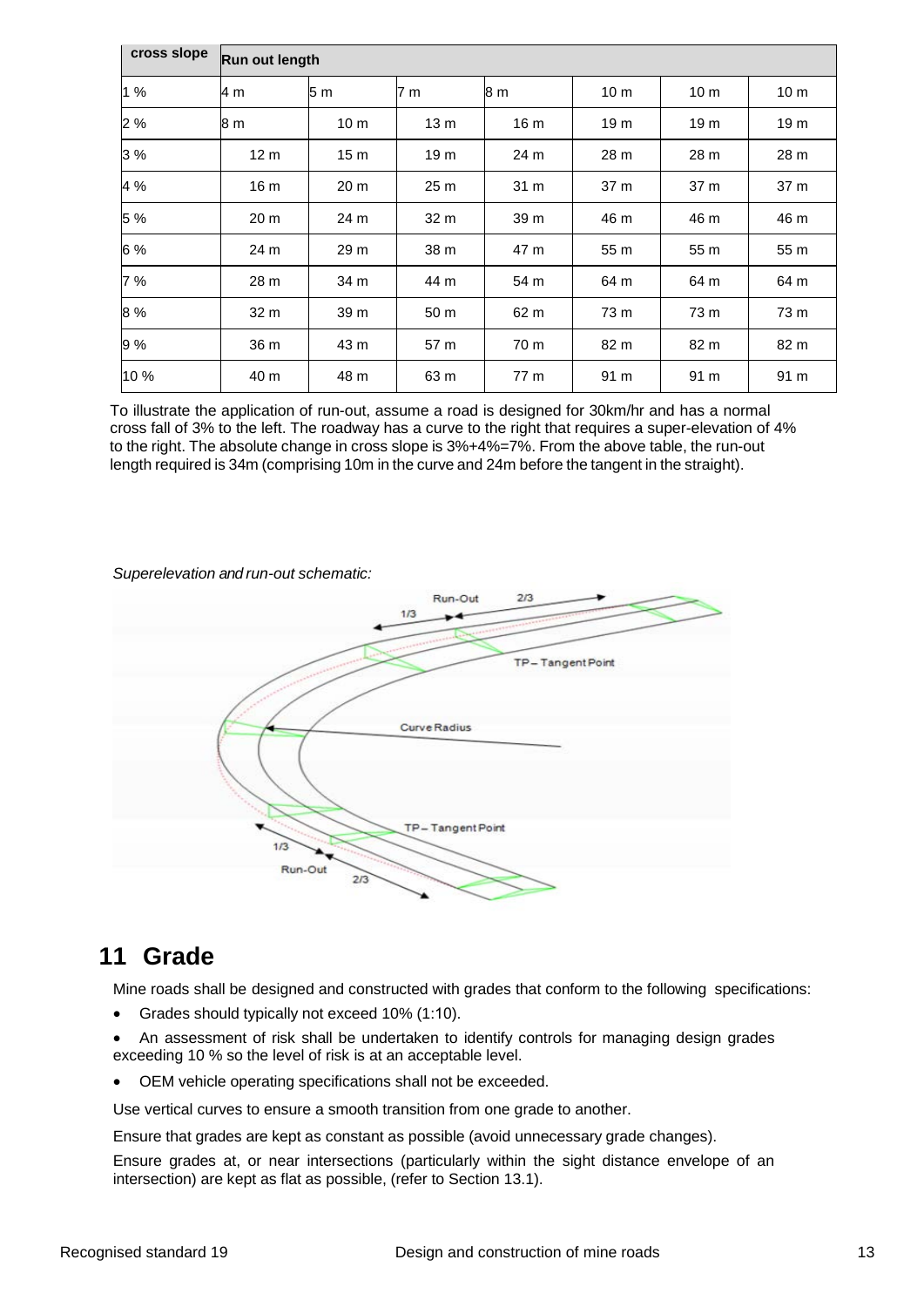| cross slope | Run out length | | | | | | |
|---|---|---|---|---|---|---|---|
| 1 % | 4 m | 5 m | 7 m | 8 m | 10 m | 10 m | 10 m |
| 2 % | 8 m | 10 m | 13 m | 16 m | 19 m | 19 m | 19 m |
| 3 % | 12 m | 15 m | 19 m | 24 m | 28 m | 28 m | 28 m |
| 4 % | 16 m | 20 m | 25 m | 31 m | 37 m | 37 m | 37 m |
| 5 % | 20 m | 24 m | 32 m | 39 m | 46 m | 46 m | 46 m |
| 6 % | 24 m | 29 m | 38 m | 47 m | 55 m | 55 m | 55 m |
| 7 % | 28 m | 34 m | 44 m | 54 m | 64 m | 64 m | 64 m |
| 8 % | 32 m | 39 m | 50 m | 62 m | 73 m | 73 m | 73 m |
| 9 % | 36 m | 43 m | 57 m | 70 m | 82 m | 82 m | 82 m |
| 10 % | 40 m | 48 m | 63 m | 77 m | 91 m | 91 m | 91 m |

To illustrate the application of run-out, assume a road is designed for 30km/hr and has a normal cross fall of 3% to the left. The roadway has a curve to the right that requires a super-elevation of 4% to the right. The absolute change in cross slope is 3%+4%=7%. From the above table, the run-out length required is 34m (comprising 10m in the curve and 24m before the tangent in the straight).

*Superelevation and run-out schematic:*

## 11 Grade

Mine roads shall be designed and constructed with grades that conform to the following specifications:

- Grades should typically not exceed 10% (1:10).
- An assessment of risk shall be undertaken to identify controls for managing design grades exceeding 10 % so the level of risk is at an acceptable level.
- OEM vehicle operating specifications shall not be exceeded.

Use vertical curves to ensure a smooth transition from one grade to another.

Ensure that grades are kept as constant as possible (avoid unnecessary grade changes).

Ensure grades at, or near intersections (particularly within the sight distance envelope of an intersection) are kept as flat as possible, (refer to Section 13.1).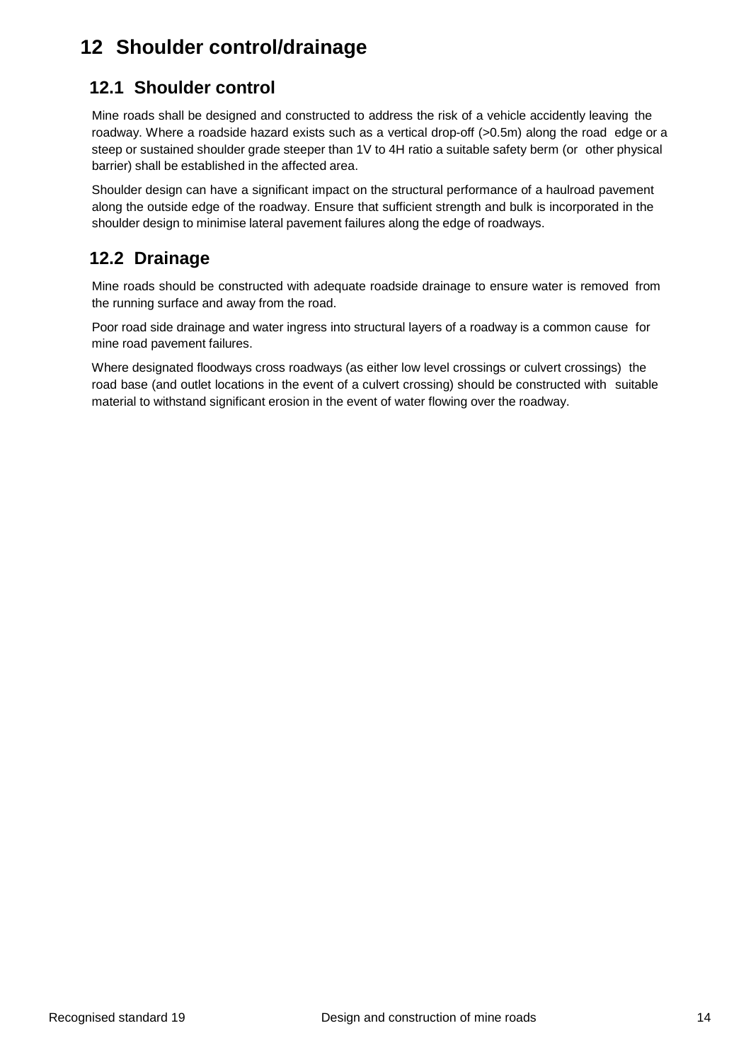# 12 Shoulder control/drainage

## 12.1 Shoulder control

Mine roads shall be designed and constructed to address the risk of a vehicle accidently leaving the roadway. Where a roadside hazard exists such as a vertical drop-off (>0.5m) along the road edge or a steep or sustained shoulder grade steeper than 1V to 4H ratio a suitable safety berm (or other physical barrier) shall be established in the affected area.

Shoulder design can have a significant impact on the structural performance of a haulroad pavement along the outside edge of the roadway. Ensure that sufficient strength and bulk is incorporated in the shoulder design to minimise lateral pavement failures along the edge of roadways.

## 12.2 Drainage

Mine roads should be constructed with adequate roadside drainage to ensure water is removed from the running surface and away from the road.

Poor road side drainage and water ingress into structural layers of a roadway is a common cause for mine road pavement failures.

Where designated floodways cross roadways (as either low level crossings or culvert crossings) the road base (and outlet locations in the event of a culvert crossing) should be constructed with suitable material to withstand significant erosion in the event of water flowing over the roadway.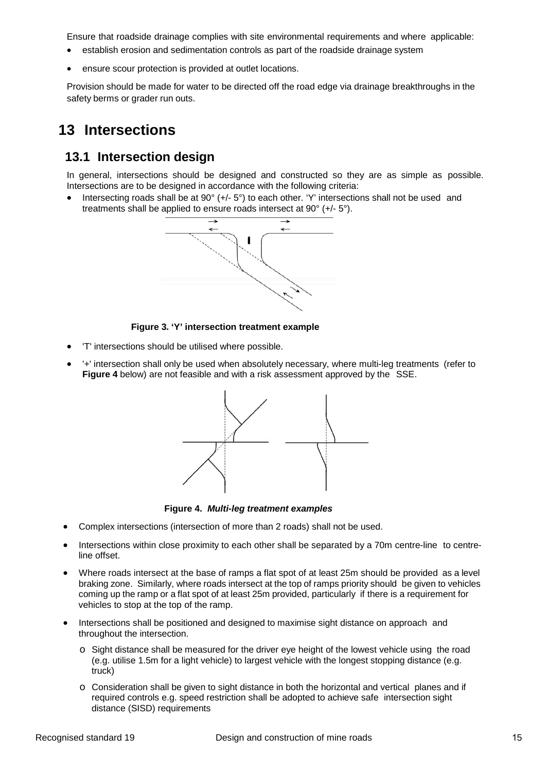Ensure that roadside drainage complies with site environmental requirements and where applicable:

- establish erosion and sedimentation controls as part of the roadside drainage system
- ensure scour protection is provided at outlet locations.

Provision should be made for water to be directed off the road edge via drainage breakthroughs in the safety berms or grader run outs.

# 13 Intersections

## 13.1 Intersection design

In general, intersections should be designed and constructed so they are as simple as possible. Intersections are to be designed in accordance with the following criteria:

- Intersecting roads shall be at 90° (+/- 5°) to each other. 'Y' intersections shall not be used and treatments shall be applied to ensure roads intersect at 90° (+/- 5°).

**Figure 3. 'Y' intersection treatment example**

- 'T' intersections should be utilised where possible.
- '+' intersection shall only be used when absolutely necessary, where multi-leg treatments (refer to **Figure 4** below) are not feasible and with a risk assessment approved by the SSE.

**Figure 4.** ***Multi-leg treatment examples***

- Complex intersections (intersection of more than 2 roads) shall not be used.
- Intersections within close proximity to each other shall be separated by a 70m centre-line to centre-line offset.
- Where roads intersect at the base of ramps a flat spot of at least 25m should be provided as a level braking zone. Similarly, where roads intersect at the top of ramps priority should be given to vehicles coming up the ramp or a flat spot of at least 25m provided, particularly if there is a requirement for vehicles to stop at the top of the ramp.
- Intersections shall be positioned and designed to maximise sight distance on approach and throughout the intersection.
  - Sight distance shall be measured for the driver eye height of the lowest vehicle using the road (e.g. utilise 1.5m for a light vehicle) to largest vehicle with the longest stopping distance (e.g. truck)
  - Consideration shall be given to sight distance in both the horizontal and vertical planes and if required controls e.g. speed restriction shall be adopted to achieve safe intersection sight distance (SISD) requirements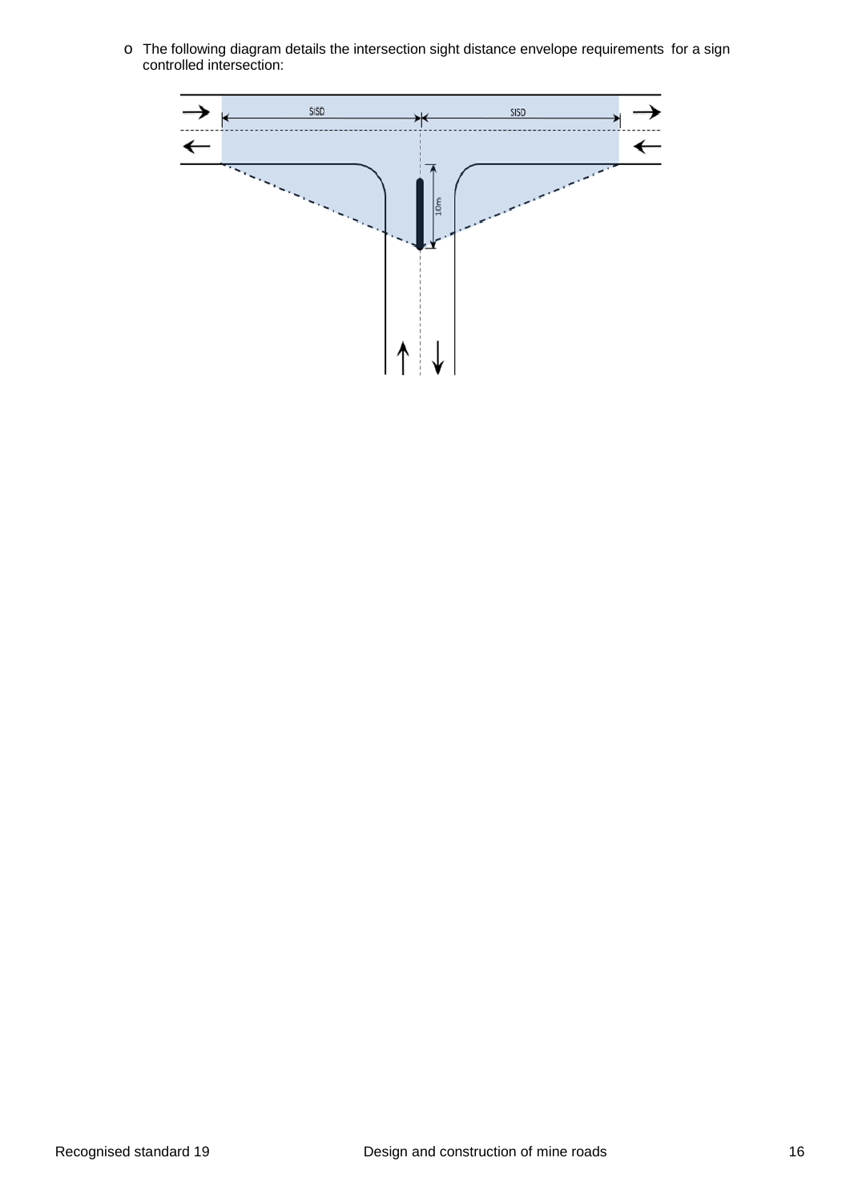- The following diagram details the intersection sight distance envelope requirements  for a sign controlled intersection: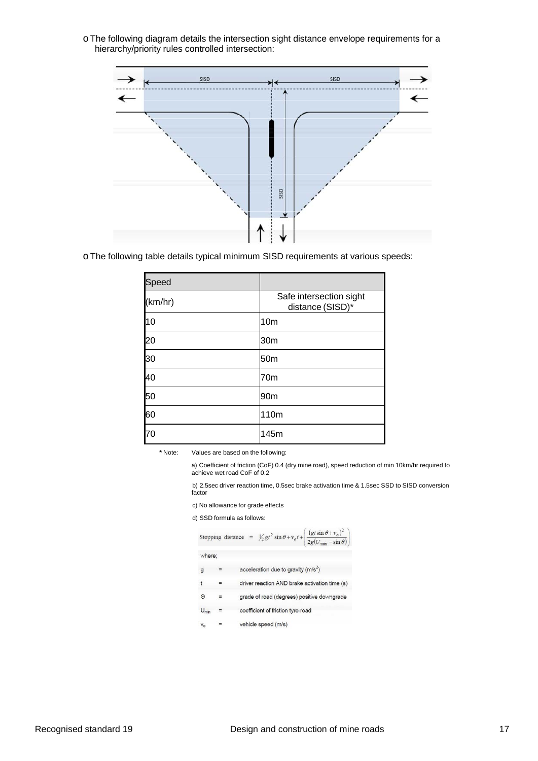- The following diagram details the intersection sight distance envelope requirements for a hierarchy/priority rules controlled intersection:

- The following table details typical minimum SISD requirements at various speeds:

| Speed | |
|---|---|
| (km/hr) | Safe intersection sight distance (SISD)* |
| 10 | 10m |
| 20 | 30m |
| 30 | 50m |
| 40 | 70m |
| 50 | 90m |
| 60 | 110m |
| 70 | 145m |

***** Note: Values are based on the following:

a) Coefficient of friction (CoF) 0.4 (dry mine road), speed reduction of min 10km/hr required to achieve wet road CoF of 0.2

b) 2.5sec driver reaction time, 0.5sec brake activation time & 1.5sec SSD to SISD conversion factor

c) No allowance for grade effects

d) SSD formula as follows:

$$\text{Stopping distance} = \tfrac{1}{2} g t^2 \sin\theta + v_o t + \left( \frac{(g t \sin\theta + v_o)^2}{2g(U_{\min} - \sin\theta)} \right)$$

where;

| | | |
|---|---|---|
| $g$ | = | acceleration due to gravity (m/s$^2$) |
| $t$ | = | driver reaction AND brake activation time (s) |
| $\Theta$ | = | grade of road (degrees) positive downgrade |
| $U_{min}$ | = | coefficient of friction tyre-road |
| $v_o$ | = | vehicle speed (m/s) |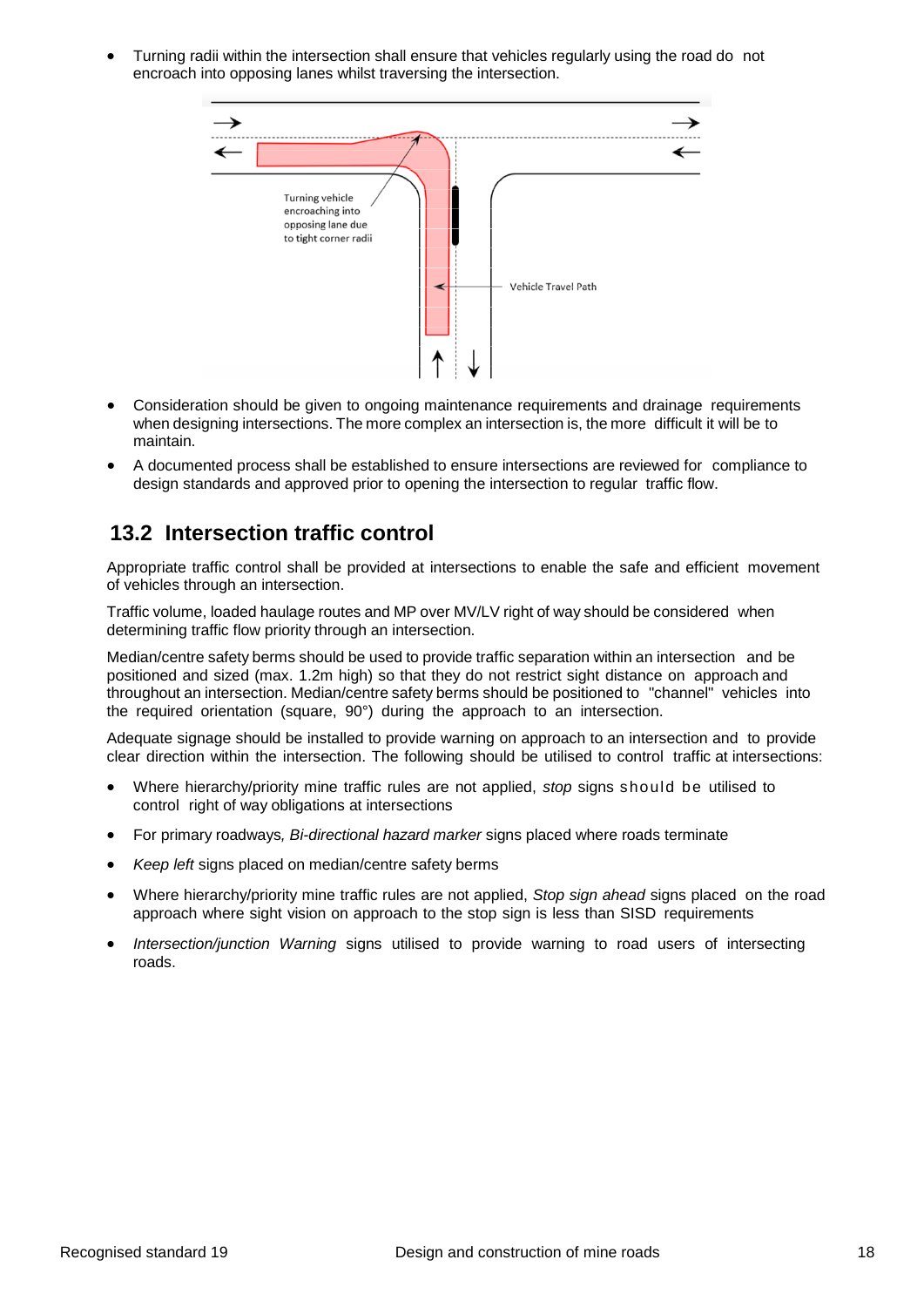- Turning radii within the intersection shall ensure that vehicles regularly using the road do not encroach into opposing lanes whilst traversing the intersection.

Turning vehicle encroaching into opposing lane due to tight corner radii

Vehicle Travel Path

- Consideration should be given to ongoing maintenance requirements and drainage requirements when designing intersections. The more complex an intersection is, the more difficult it will be to maintain.
- A documented process shall be established to ensure intersections are reviewed for compliance to design standards and approved prior to opening the intersection to regular traffic flow.

## 13.2 Intersection traffic control

Appropriate traffic control shall be provided at intersections to enable the safe and efficient movement of vehicles through an intersection.

Traffic volume, loaded haulage routes and MP over MV/LV right of way should be considered when determining traffic flow priority through an intersection.

Median/centre safety berms should be used to provide traffic separation within an intersection and be positioned and sized (max. 1.2m high) so that they do not restrict sight distance on approach and throughout an intersection. Median/centre safety berms should be positioned to "channel" vehicles into the required orientation (square, 90°) during the approach to an intersection.

Adequate signage should be installed to provide warning on approach to an intersection and to provide clear direction within the intersection. The following should be utilised to control traffic at intersections:

- Where hierarchy/priority mine traffic rules are not applied, *stop* signs should be utilised to control right of way obligations at intersections
- For primary roadways*, Bi-directional hazard marker* signs placed where roads terminate
- *Keep left* signs placed on median/centre safety berms
- Where hierarchy/priority mine traffic rules are not applied, *Stop sign ahead* signs placed on the road approach where sight vision on approach to the stop sign is less than SISD requirements
- *Intersection/junction Warning* signs utilised to provide warning to road users of intersecting roads.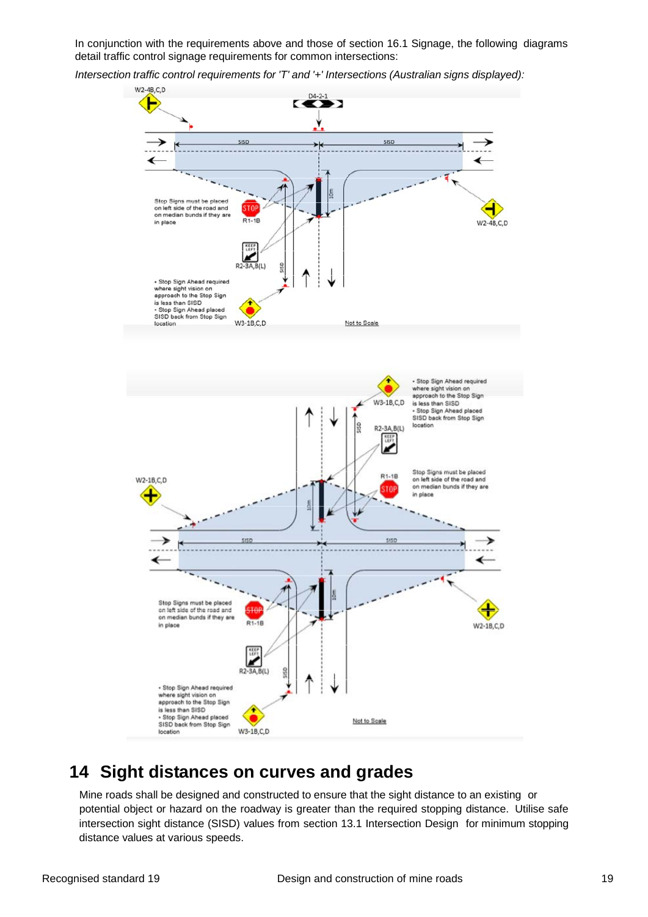In conjunction with the requirements above and those of section 16.1 Signage, the following diagrams detail traffic control signage requirements for common intersections:

*Intersection traffic control requirements for 'T' and '+' Intersections (Australian signs displayed):*

W2-4B,C,D

D4-2-1

SISD

SISD

10m

Stop Signs must be placed on left side of the road and on median bunds if they are in place

R1-1B

W2-4B,C,D

R2-3A,B(L)

SISD

• Stop Sign Ahead required where sight vision on approach to the Stop Sign is less than SISD
• Stop Sign Ahead placed SISD back from Stop Sign location

W3-1B,C,D

Not to Scale

• Stop Sign Ahead required where sight vision on approach to the Stop Sign is less than SISD
• Stop Sign Ahead placed SISD back from Stop Sign location

W3-1B,C,D

SISD

R2-3A,B(L)

W2-1B,C,D

R1-1B

Stop Signs must be placed on left side of the road and on median bunds if they are in place

10m

SISD

SISD

10m

Stop Signs must be placed on left side of the road and on median bunds if they are in place

R1-1B

W2-1B,C,D

R2-3A,B(L)

SISD

• Stop Sign Ahead required where sight vision on approach to the Stop Sign is less than SISD
• Stop Sign Ahead placed SISD back from Stop Sign location

W3-1B,C,D

Not to Scale

# 14 Sight distances on curves and grades

Mine roads shall be designed and constructed to ensure that the sight distance to an existing or potential object or hazard on the roadway is greater than the required stopping distance. Utilise safe intersection sight distance (SISD) values from section 13.1 Intersection Design for minimum stopping distance values at various speeds.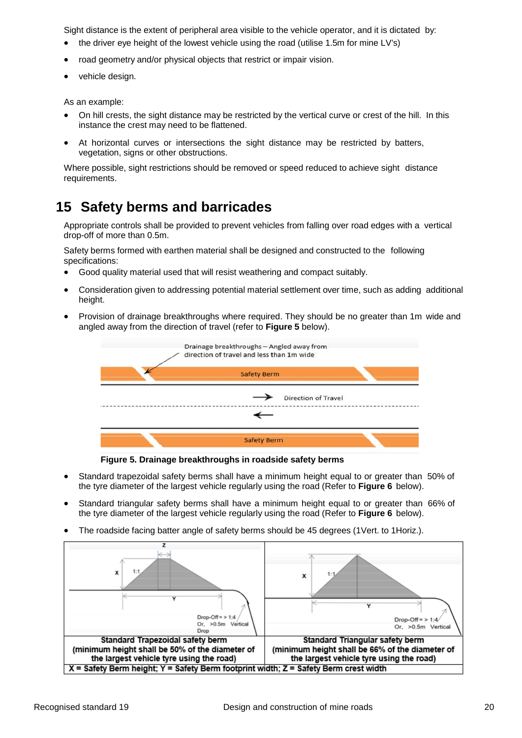Sight distance is the extent of peripheral area visible to the vehicle operator, and it is dictated by:

- the driver eye height of the lowest vehicle using the road (utilise 1.5m for mine LV's)
- road geometry and/or physical objects that restrict or impair vision.
- vehicle design.

As an example:

- On hill crests, the sight distance may be restricted by the vertical curve or crest of the hill. In this instance the crest may need to be flattened.
- At horizontal curves or intersections the sight distance may be restricted by batters, vegetation, signs or other obstructions.

Where possible, sight restrictions should be removed or speed reduced to achieve sight distance requirements.

# 15 Safety berms and barricades

Appropriate controls shall be provided to prevent vehicles from falling over road edges with a vertical drop-off of more than 0.5m.

Safety berms formed with earthen material shall be designed and constructed to the following specifications:

- Good quality material used that will resist weathering and compact suitably.
- Consideration given to addressing potential material settlement over time, such as adding additional height.
- Provision of drainage breakthroughs where required. They should be no greater than 1m wide and angled away from the direction of travel (refer to **Figure 5** below).

**Figure 5. Drainage breakthroughs in roadside safety berms**

- Standard trapezoidal safety berms shall have a minimum height equal to or greater than 50% of the tyre diameter of the largest vehicle regularly using the road (Refer to **Figure 6** below).
- Standard triangular safety berms shall have a minimum height equal to or greater than 66% of the tyre diameter of the largest vehicle regularly using the road (Refer to **Figure 6** below).
- The roadside facing batter angle of safety berms should be 45 degrees (1Vert. to 1Horiz.).

| **Standard Trapezoidal safety berm (minimum height shall be 50% of the diameter of the largest vehicle tyre using the road)** | **Standard Triangular safety berm (minimum height shall be 66% of the diameter of the largest vehicle tyre using the road)** |
|---|---|
| **X = Safety Berm height; Y = Safety Berm footprint width; Z = Safety Berm crest width** | |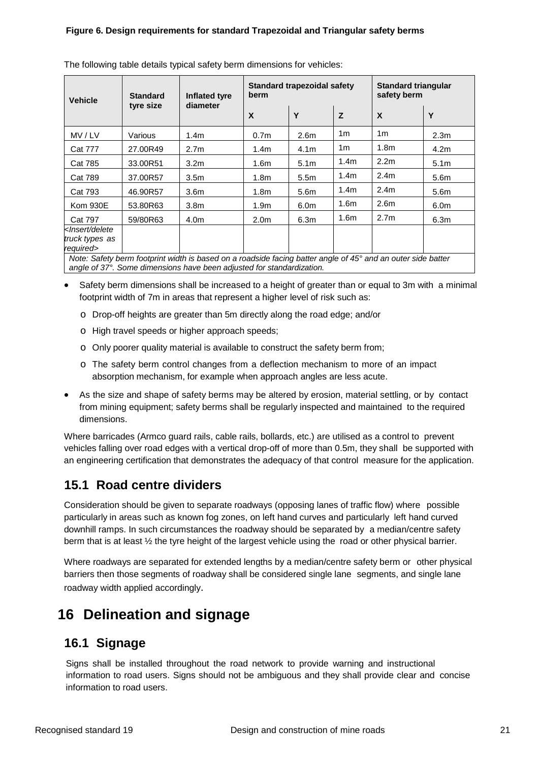**Figure 6. Design requirements for standard Trapezoidal and Triangular safety berms**

The following table details typical safety berm dimensions for vehicles:

| Vehicle | Standard tyre size | Inflated tyre diameter | Standard trapezoidal safety berm | | | Standard triangular safety berm | |
|---|---|---|---|---|---|---|---|
| | | | X | Y | Z | X | Y |
| MV / LV | Various | 1.4m | 0.7m | 2.6m | 1m | 1m | 2.3m |
| Cat 777 | 27.00R49 | 2.7m | 1.4m | 4.1m | 1m | 1.8m | 4.2m |
| Cat 785 | 33.00R51 | 3.2m | 1.6m | 5.1m | 1.4m | 2.2m | 5.1m |
| Cat 789 | 37.00R57 | 3.5m | 1.8m | 5.5m | 1.4m | 2.4m | 5.6m |
| Cat 793 | 46.90R57 | 3.6m | 1.8m | 5.6m | 1.4m | 2.4m | 5.6m |
| Kom 930E | 53.80R63 | 3.8m | 1.9m | 6.0m | 1.6m | 2.6m | 6.0m |
| Cat 797 | 59/80R63 | 4.0m | 2.0m | 6.3m | 1.6m | 2.7m | 6.3m |
| *<Insert/delete truck types as required>* | | | | | | | |

*Note: Safety berm footprint width is based on a roadside facing batter angle of 45° and an outer side batter angle of 37°. Some dimensions have been adjusted for standardization.*

- Safety berm dimensions shall be increased to a height of greater than or equal to 3m with a minimal footprint width of 7m in areas that represent a higher level of risk such as:
  - Drop-off heights are greater than 5m directly along the road edge; and/or
  - High travel speeds or higher approach speeds;
  - Only poorer quality material is available to construct the safety berm from;
  - The safety berm control changes from a deflection mechanism to more of an impact absorption mechanism, for example when approach angles are less acute.
- As the size and shape of safety berms may be altered by erosion, material settling, or by contact from mining equipment; safety berms shall be regularly inspected and maintained to the required dimensions.

Where barricades (Armco guard rails, cable rails, bollards, etc.) are utilised as a control to prevent vehicles falling over road edges with a vertical drop-off of more than 0.5m, they shall be supported with an engineering certification that demonstrates the adequacy of that control measure for the application.

## 15.1 Road centre dividers

Consideration should be given to separate roadways (opposing lanes of traffic flow) where possible particularly in areas such as known fog zones, on left hand curves and particularly left hand curved downhill ramps. In such circumstances the roadway should be separated by a median/centre safety berm that is at least ½ the tyre height of the largest vehicle using the road or other physical barrier.

Where roadways are separated for extended lengths by a median/centre safety berm or other physical barriers then those segments of roadway shall be considered single lane segments, and single lane roadway width applied accordingly.

# 16 Delineation and signage

## 16.1 Signage

Signs shall be installed throughout the road network to provide warning and instructional information to road users. Signs should not be ambiguous and they shall provide clear and concise information to road users.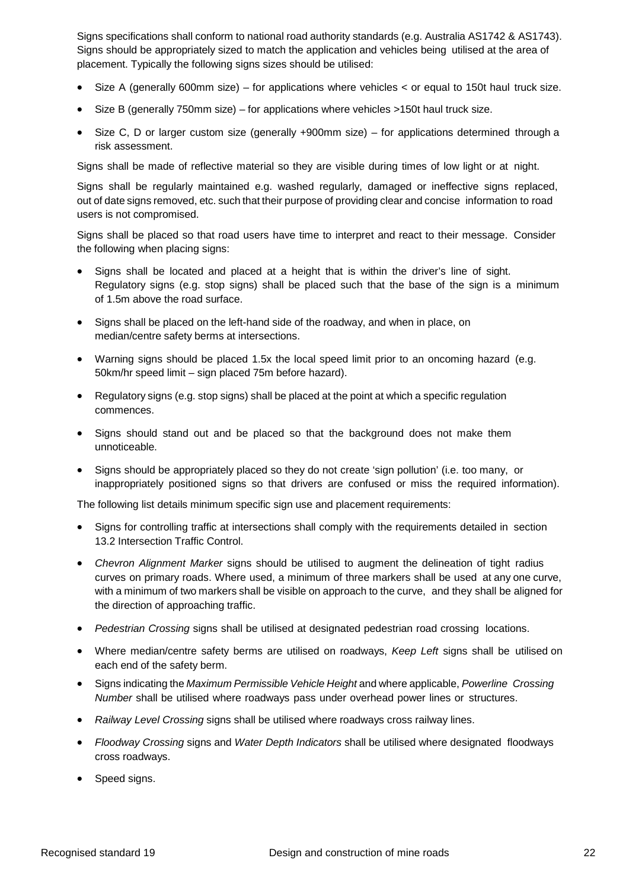Signs specifications shall conform to national road authority standards (e.g. Australia AS1742 & AS1743). Signs should be appropriately sized to match the application and vehicles being utilised at the area of placement. Typically the following signs sizes should be utilised:

- Size A (generally 600mm size) – for applications where vehicles < or equal to 150t haul truck size.
- Size B (generally 750mm size) – for applications where vehicles >150t haul truck size.
- Size C, D or larger custom size (generally +900mm size) – for applications determined through a risk assessment.

Signs shall be made of reflective material so they are visible during times of low light or at night.

Signs shall be regularly maintained e.g. washed regularly, damaged or ineffective signs replaced, out of date signs removed, etc. such that their purpose of providing clear and concise information to road users is not compromised.

Signs shall be placed so that road users have time to interpret and react to their message. Consider the following when placing signs:

- Signs shall be located and placed at a height that is within the driver's line of sight. Regulatory signs (e.g. stop signs) shall be placed such that the base of the sign is a minimum of 1.5m above the road surface.
- Signs shall be placed on the left-hand side of the roadway, and when in place, on median/centre safety berms at intersections.
- Warning signs should be placed 1.5x the local speed limit prior to an oncoming hazard (e.g. 50km/hr speed limit – sign placed 75m before hazard).
- Regulatory signs (e.g. stop signs) shall be placed at the point at which a specific regulation commences.
- Signs should stand out and be placed so that the background does not make them unnoticeable.
- Signs should be appropriately placed so they do not create 'sign pollution' (i.e. too many, or inappropriately positioned signs so that drivers are confused or miss the required information).

The following list details minimum specific sign use and placement requirements:

- Signs for controlling traffic at intersections shall comply with the requirements detailed in section 13.2 Intersection Traffic Control.
- *Chevron Alignment Marker* signs should be utilised to augment the delineation of tight radius curves on primary roads. Where used, a minimum of three markers shall be used at any one curve, with a minimum of two markers shall be visible on approach to the curve, and they shall be aligned for the direction of approaching traffic.
- *Pedestrian Crossing* signs shall be utilised at designated pedestrian road crossing locations.
- Where median/centre safety berms are utilised on roadways, *Keep Left* signs shall be utilised on each end of the safety berm.
- Signs indicating the *Maximum Permissible Vehicle Height* and where applicable, *Powerline Crossing Number* shall be utilised where roadways pass under overhead power lines or structures.
- *Railway Level Crossing* signs shall be utilised where roadways cross railway lines.
- *Floodway Crossing* signs and *Water Depth Indicators* shall be utilised where designated floodways cross roadways.
- Speed signs.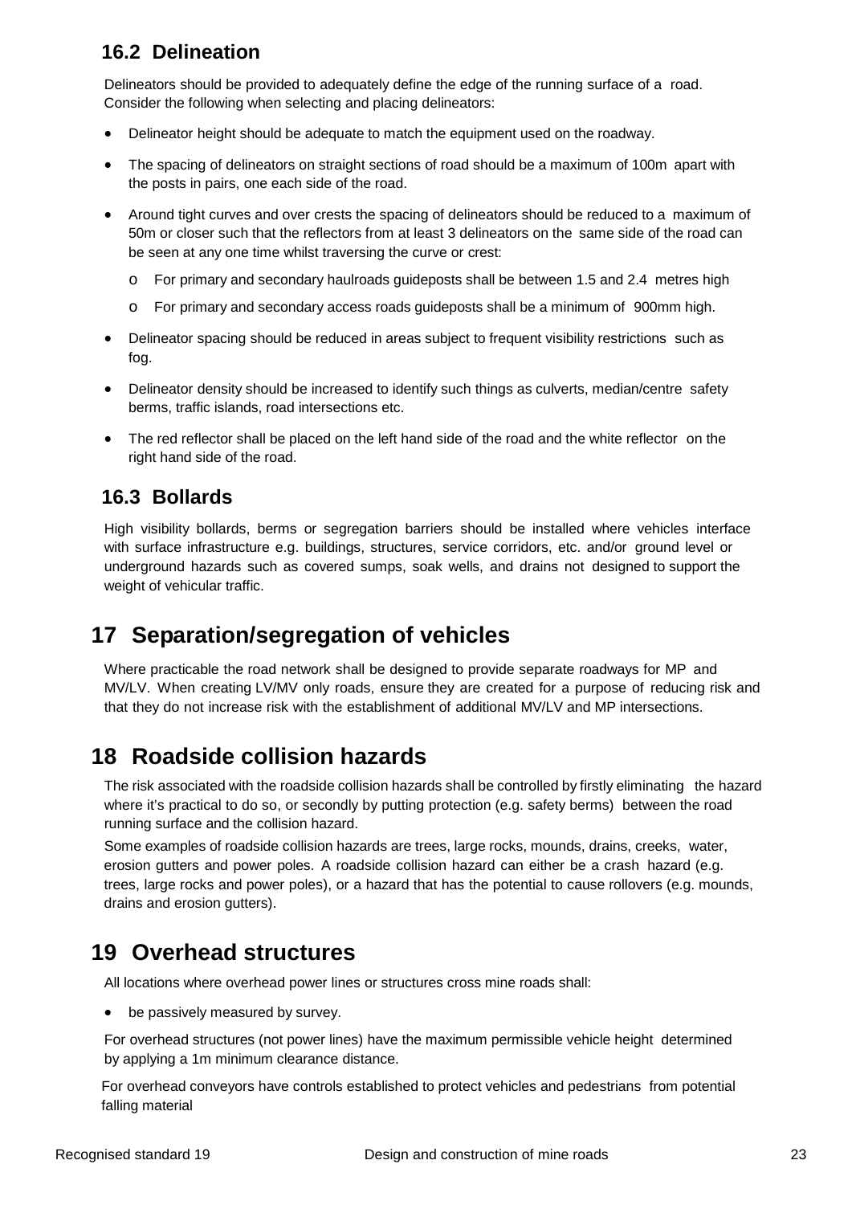### 16.2 Delineation

Delineators should be provided to adequately define the edge of the running surface of a road. Consider the following when selecting and placing delineators:

- Delineator height should be adequate to match the equipment used on the roadway.
- The spacing of delineators on straight sections of road should be a maximum of 100m apart with the posts in pairs, one each side of the road.
- Around tight curves and over crests the spacing of delineators should be reduced to a maximum of 50m or closer such that the reflectors from at least 3 delineators on the same side of the road can be seen at any one time whilst traversing the curve or crest:
  - For primary and secondary haulroads guideposts shall be between 1.5 and 2.4 metres high
  - For primary and secondary access roads guideposts shall be a minimum of 900mm high.
- Delineator spacing should be reduced in areas subject to frequent visibility restrictions such as fog.
- Delineator density should be increased to identify such things as culverts, median/centre safety berms, traffic islands, road intersections etc.
- The red reflector shall be placed on the left hand side of the road and the white reflector on the right hand side of the road.

### 16.3 Bollards

High visibility bollards, berms or segregation barriers should be installed where vehicles interface with surface infrastructure e.g. buildings, structures, service corridors, etc. and/or ground level or underground hazards such as covered sumps, soak wells, and drains not designed to support the weight of vehicular traffic.

## 17 Separation/segregation of vehicles

Where practicable the road network shall be designed to provide separate roadways for MP and MV/LV. When creating LV/MV only roads, ensure they are created for a purpose of reducing risk and that they do not increase risk with the establishment of additional MV/LV and MP intersections.

## 18 Roadside collision hazards

The risk associated with the roadside collision hazards shall be controlled by firstly eliminating the hazard where it's practical to do so, or secondly by putting protection (e.g. safety berms) between the road running surface and the collision hazard.

Some examples of roadside collision hazards are trees, large rocks, mounds, drains, creeks, water, erosion gutters and power poles. A roadside collision hazard can either be a crash hazard (e.g. trees, large rocks and power poles), or a hazard that has the potential to cause rollovers (e.g. mounds, drains and erosion gutters).

## 19 Overhead structures

All locations where overhead power lines or structures cross mine roads shall:

- be passively measured by survey.

For overhead structures (not power lines) have the maximum permissible vehicle height determined by applying a 1m minimum clearance distance.

For overhead conveyors have controls established to protect vehicles and pedestrians from potential falling material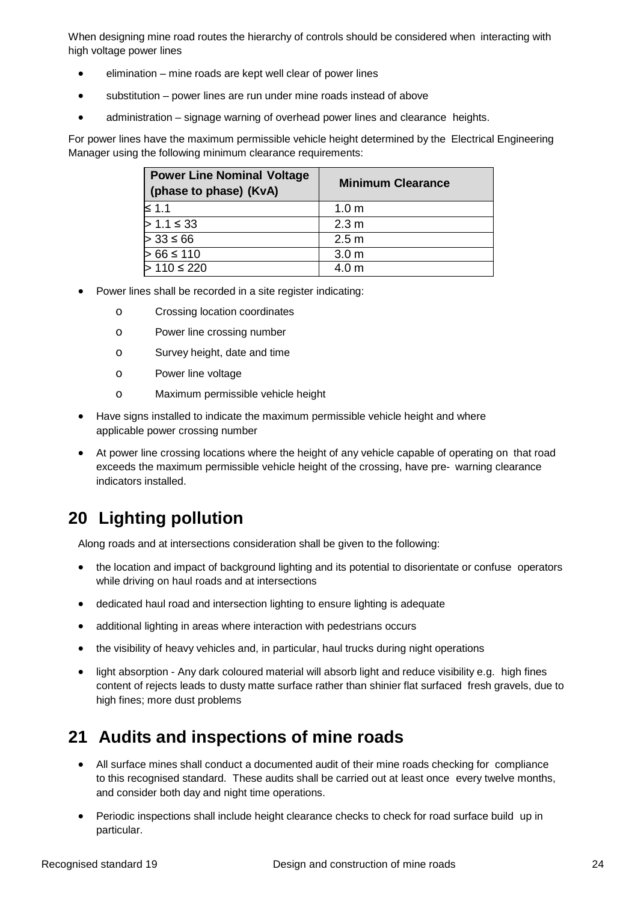When designing mine road routes the hierarchy of controls should be considered when interacting with high voltage power lines

- elimination – mine roads are kept well clear of power lines
- substitution – power lines are run under mine roads instead of above
- administration – signage warning of overhead power lines and clearance heights.

For power lines have the maximum permissible vehicle height determined by the Electrical Engineering Manager using the following minimum clearance requirements:

| Power Line Nominal Voltage (phase to phase) (KvA) | Minimum Clearance |
|---|---|
| ≤ 1.1 | 1.0 m |
| > 1.1 ≤ 33 | 2.3 m |
| > 33 ≤ 66 | 2.5 m |
| > 66 ≤ 110 | 3.0 m |
| > 110 ≤ 220 | 4.0 m |

- Power lines shall be recorded in a site register indicating:
  - Crossing location coordinates
  - Power line crossing number
  - Survey height, date and time
  - Power line voltage
  - Maximum permissible vehicle height
- Have signs installed to indicate the maximum permissible vehicle height and where applicable power crossing number
- At power line crossing locations where the height of any vehicle capable of operating on that road exceeds the maximum permissible vehicle height of the crossing, have pre- warning clearance indicators installed.

# 20 Lighting pollution

Along roads and at intersections consideration shall be given to the following:

- the location and impact of background lighting and its potential to disorientate or confuse operators while driving on haul roads and at intersections
- dedicated haul road and intersection lighting to ensure lighting is adequate
- additional lighting in areas where interaction with pedestrians occurs
- the visibility of heavy vehicles and, in particular, haul trucks during night operations
- light absorption - Any dark coloured material will absorb light and reduce visibility e.g. high fines content of rejects leads to dusty matte surface rather than shinier flat surfaced fresh gravels, due to high fines; more dust problems

# 21 Audits and inspections of mine roads

- All surface mines shall conduct a documented audit of their mine roads checking for compliance to this recognised standard. These audits shall be carried out at least once every twelve months, and consider both day and night time operations.
- Periodic inspections shall include height clearance checks to check for road surface build up in particular.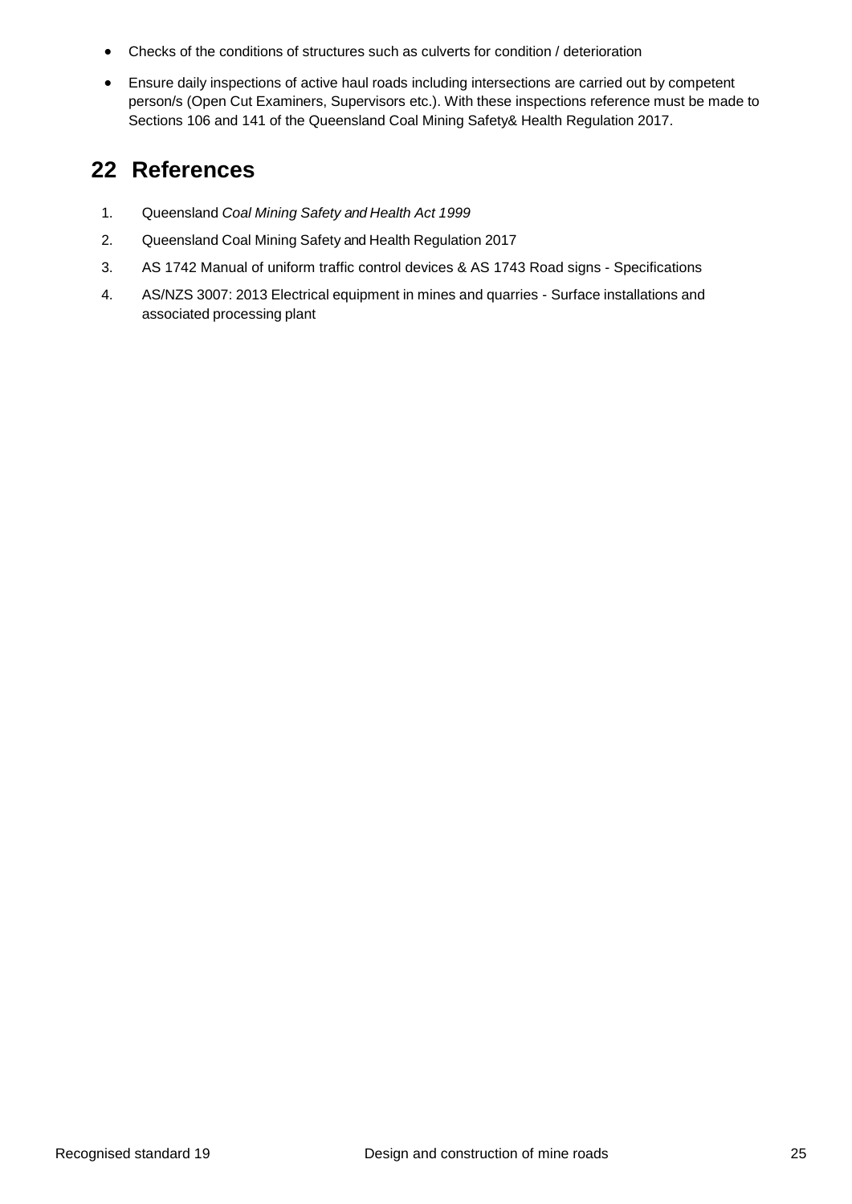- Checks of the conditions of structures such as culverts for condition / deterioration
- Ensure daily inspections of active haul roads including intersections are carried out by competent person/s (Open Cut Examiners, Supervisors etc.). With these inspections reference must be made to Sections 106 and 141 of the Queensland Coal Mining Safety& Health Regulation 2017.

# 22 References

1. Queensland *Coal Mining Safety and Health Act 1999*
2. Queensland Coal Mining Safety and Health Regulation 2017
3. AS 1742 Manual of uniform traffic control devices & AS 1743 Road signs - Specifications
4. AS/NZS 3007: 2013 Electrical equipment in mines and quarries - Surface installations and associated processing plant